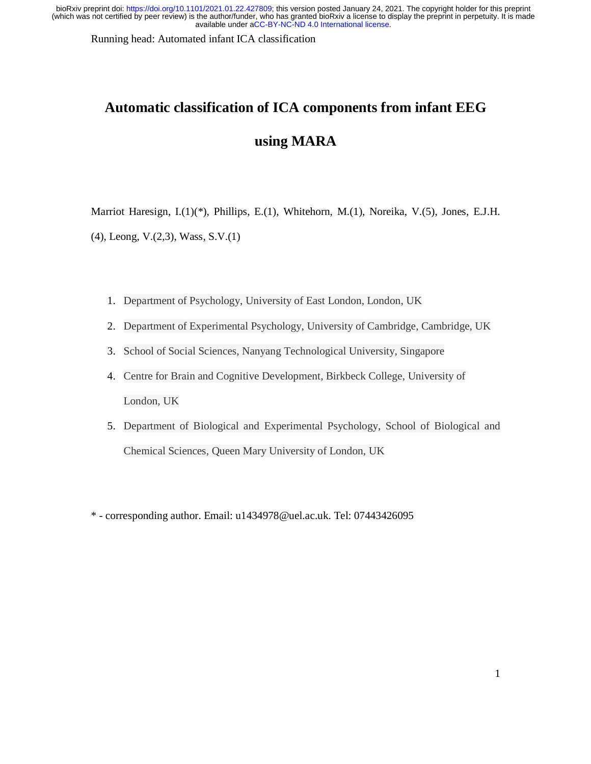Running head: Automated infant ICA classification

# Automatic classification of ICA components from infant EEG using MARA

Marriot Haresign, I.(1)(*), Phillips, E.(1), Whitehorn, M.(1), Noreika, V.(5), Jones, E.J.H.(4), Leong, V.(2,3), Wass, S.V.(1)

1. Department of Psychology, University of East London, London, UK
2. Department of Experimental Psychology, University of Cambridge, Cambridge, UK
3. School of Social Sciences, Nanyang Technological University, Singapore
4. Centre for Brain and Cognitive Development, Birkbeck College, University of London, UK
5. Department of Biological and Experimental Psychology, School of Biological and Chemical Sciences, Queen Mary University of London, UK

* - corresponding author. Email: u1434978@uel.ac.uk. Tel: 07443426095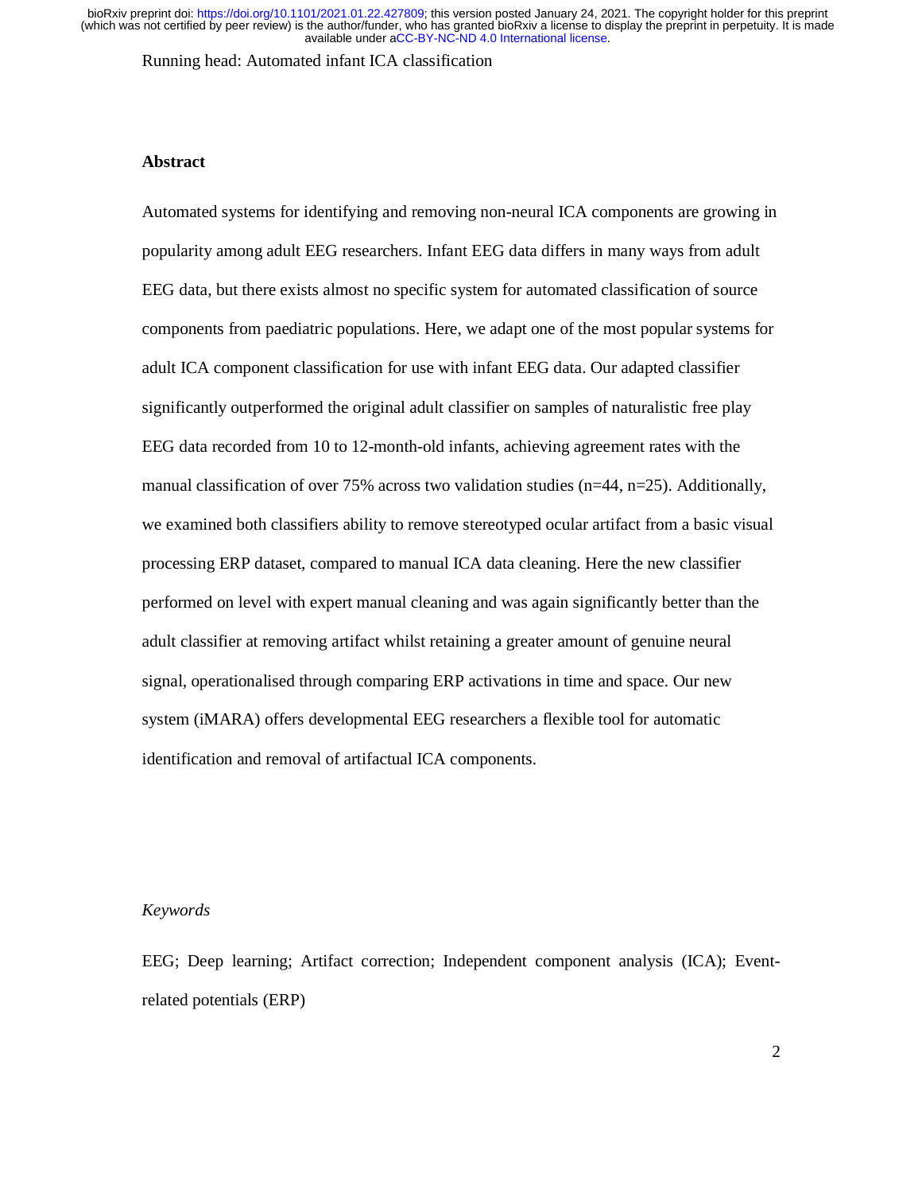## Abstract

Automated systems for identifying and removing non-neural ICA components are growing in popularity among adult EEG researchers. Infant EEG data differs in many ways from adult EEG data, but there exists almost no specific system for automated classification of source components from paediatric populations. Here, we adapt one of the most popular systems for adult ICA component classification for use with infant EEG data. Our adapted classifier significantly outperformed the original adult classifier on samples of naturalistic free play EEG data recorded from 10 to 12-month-old infants, achieving agreement rates with the manual classification of over 75% across two validation studies (n=44, n=25). Additionally, we examined both classifiers ability to remove stereotyped ocular artifact from a basic visual processing ERP dataset, compared to manual ICA data cleaning. Here the new classifier performed on level with expert manual cleaning and was again significantly better than the adult classifier at removing artifact whilst retaining a greater amount of genuine neural signal, operationalised through comparing ERP activations in time and space. Our new system (iMARA) offers developmental EEG researchers a flexible tool for automatic identification and removal of artifactual ICA components.

*Keywords*

EEG; Deep learning; Artifact correction; Independent component analysis (ICA); Event-related potentials (ERP)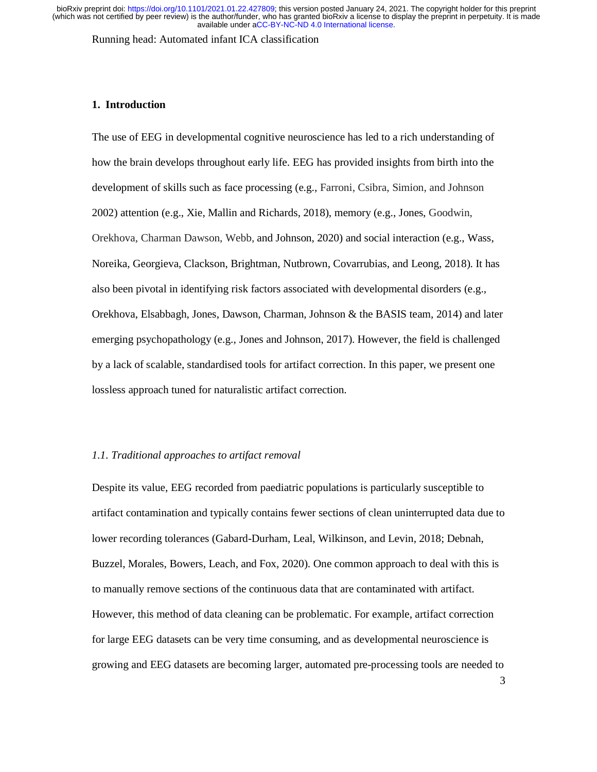## 1. Introduction

The use of EEG in developmental cognitive neuroscience has led to a rich understanding of how the brain develops throughout early life. EEG has provided insights from birth into the development of skills such as face processing (e.g., Farroni, Csibra, Simion, and Johnson 2002) attention (e.g., Xie, Mallin and Richards, 2018), memory (e.g., Jones, Goodwin, Orekhova, Charman Dawson, Webb, and Johnson, 2020) and social interaction (e.g., Wass, Noreika, Georgieva, Clackson, Brightman, Nutbrown, Covarrubias, and Leong, 2018). It has also been pivotal in identifying risk factors associated with developmental disorders (e.g., Orekhova, Elsabbagh, Jones, Dawson, Charman, Johnson & the BASIS team, 2014) and later emerging psychopathology (e.g., Jones and Johnson, 2017). However, the field is challenged by a lack of scalable, standardised tools for artifact correction. In this paper, we present one lossless approach tuned for naturalistic artifact correction.

### *1.1. Traditional approaches to artifact removal*

Despite its value, EEG recorded from paediatric populations is particularly susceptible to artifact contamination and typically contains fewer sections of clean uninterrupted data due to lower recording tolerances (Gabard-Durham, Leal, Wilkinson, and Levin, 2018; Debnah, Buzzel, Morales, Bowers, Leach, and Fox, 2020). One common approach to deal with this is to manually remove sections of the continuous data that are contaminated with artifact. However, this method of data cleaning can be problematic. For example, artifact correction for large EEG datasets can be very time consuming, and as developmental neuroscience is growing and EEG datasets are becoming larger, automated pre-processing tools are needed to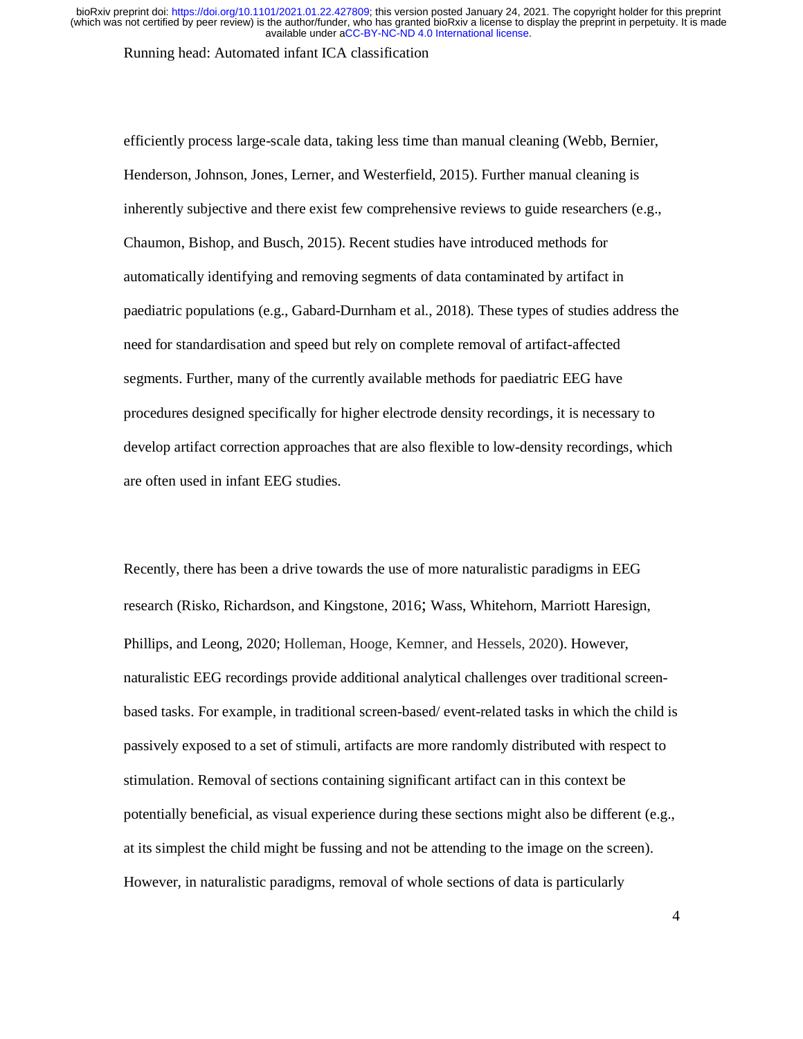efficiently process large-scale data, taking less time than manual cleaning (Webb, Bernier, Henderson, Johnson, Jones, Lerner, and Westerfield, 2015). Further manual cleaning is inherently subjective and there exist few comprehensive reviews to guide researchers (e.g., Chaumon, Bishop, and Busch, 2015). Recent studies have introduced methods for automatically identifying and removing segments of data contaminated by artifact in paediatric populations (e.g., Gabard-Durnham et al., 2018). These types of studies address the need for standardisation and speed but rely on complete removal of artifact-affected segments. Further, many of the currently available methods for paediatric EEG have procedures designed specifically for higher electrode density recordings, it is necessary to develop artifact correction approaches that are also flexible to low-density recordings, which are often used in infant EEG studies.

Recently, there has been a drive towards the use of more naturalistic paradigms in EEG research (Risko, Richardson, and Kingstone, 2016; Wass, Whitehorn, Marriott Haresign, Phillips, and Leong, 2020; Holleman, Hooge, Kemner, and Hessels, 2020). However, naturalistic EEG recordings provide additional analytical challenges over traditional screen-based tasks. For example, in traditional screen-based/ event-related tasks in which the child is passively exposed to a set of stimuli, artifacts are more randomly distributed with respect to stimulation. Removal of sections containing significant artifact can in this context be potentially beneficial, as visual experience during these sections might also be different (e.g., at its simplest the child might be fussing and not be attending to the image on the screen). However, in naturalistic paradigms, removal of whole sections of data is particularly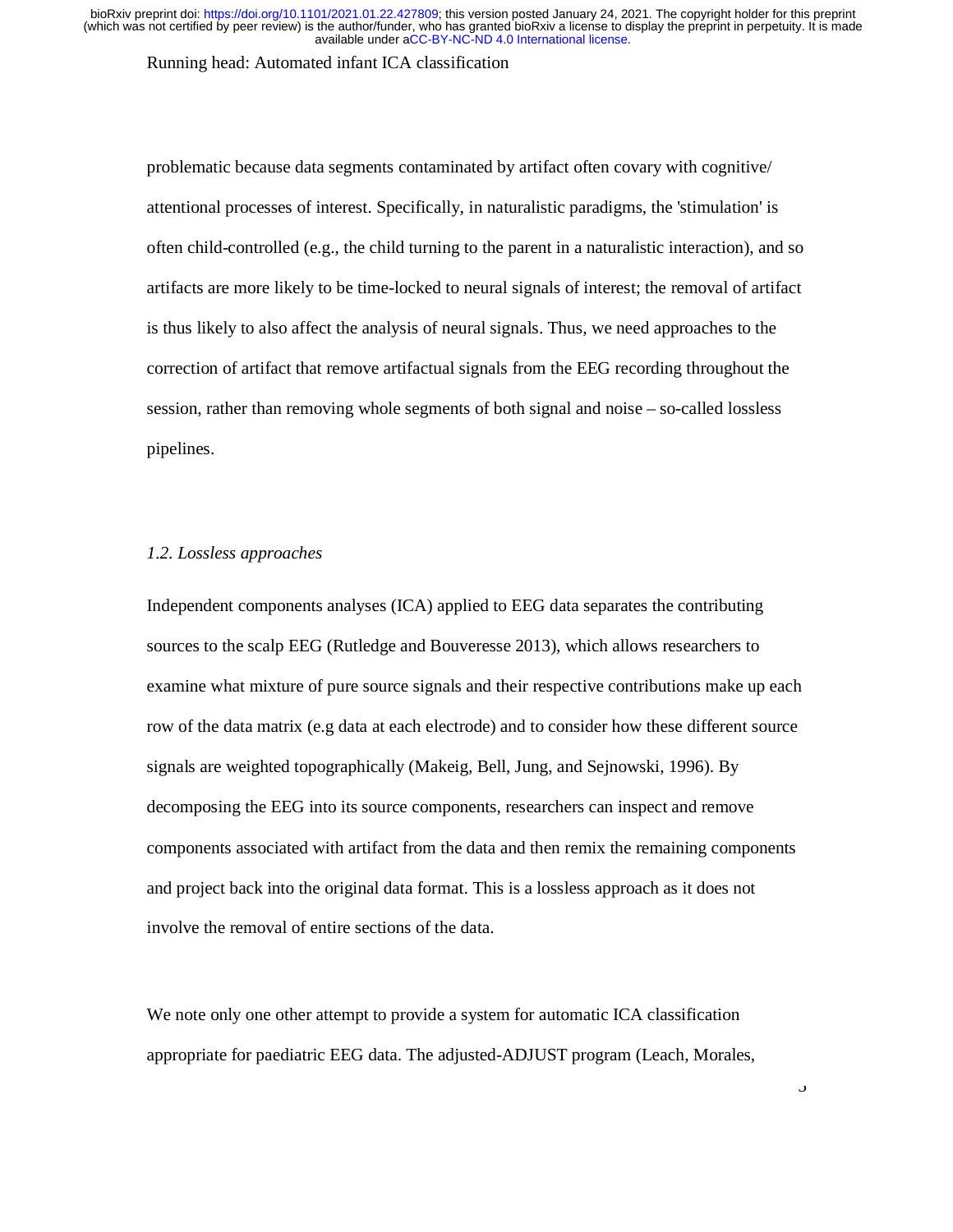problematic because data segments contaminated by artifact often covary with cognitive/ attentional processes of interest. Specifically, in naturalistic paradigms, the 'stimulation' is often child-controlled (e.g., the child turning to the parent in a naturalistic interaction), and so artifacts are more likely to be time-locked to neural signals of interest; the removal of artifact is thus likely to also affect the analysis of neural signals. Thus, we need approaches to the correction of artifact that remove artifactual signals from the EEG recording throughout the session, rather than removing whole segments of both signal and noise – so-called lossless pipelines.

### *1.2. Lossless approaches*

Independent components analyses (ICA) applied to EEG data separates the contributing sources to the scalp EEG (Rutledge and Bouveresse 2013), which allows researchers to examine what mixture of pure source signals and their respective contributions make up each row of the data matrix (e.g data at each electrode) and to consider how these different source signals are weighted topographically (Makeig, Bell, Jung, and Sejnowski, 1996). By decomposing the EEG into its source components, researchers can inspect and remove components associated with artifact from the data and then remix the remaining components and project back into the original data format. This is a lossless approach as it does not involve the removal of entire sections of the data.

We note only one other attempt to provide a system for automatic ICA classification appropriate for paediatric EEG data. The adjusted-ADJUST program (Leach, Morales,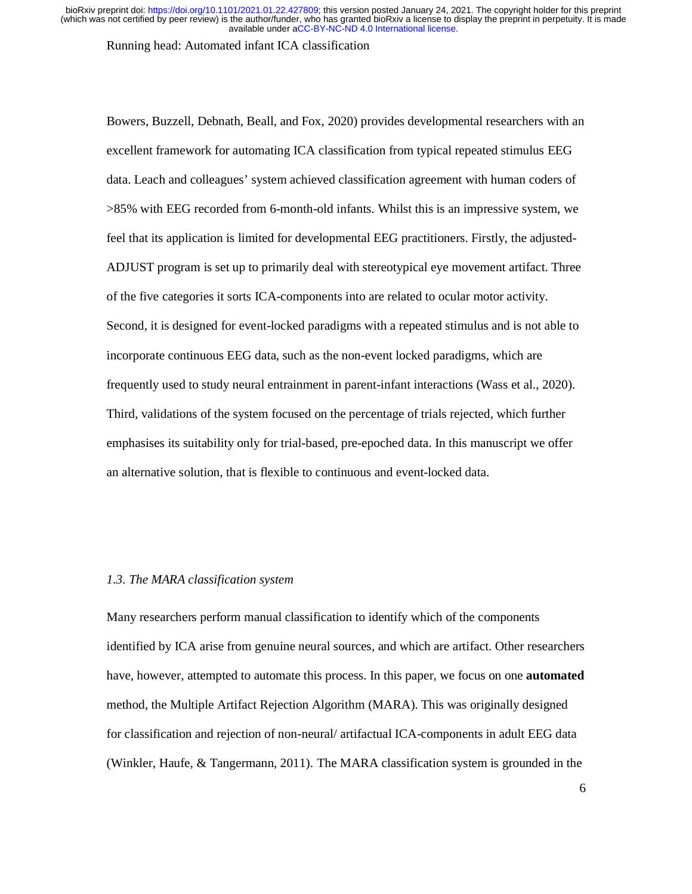Bowers, Buzzell, Debnath, Beall, and Fox, 2020) provides developmental researchers with an excellent framework for automating ICA classification from typical repeated stimulus EEG data. Leach and colleagues' system achieved classification agreement with human coders of >85% with EEG recorded from 6-month-old infants. Whilst this is an impressive system, we feel that its application is limited for developmental EEG practitioners. Firstly, the adjusted-ADJUST program is set up to primarily deal with stereotypical eye movement artifact. Three of the five categories it sorts ICA-components into are related to ocular motor activity. Second, it is designed for event-locked paradigms with a repeated stimulus and is not able to incorporate continuous EEG data, such as the non-event locked paradigms, which are frequently used to study neural entrainment in parent-infant interactions (Wass et al., 2020). Third, validations of the system focused on the percentage of trials rejected, which further emphasises its suitability only for trial-based, pre-epoched data. In this manuscript we offer an alternative solution, that is flexible to continuous and event-locked data.

### *1.3. The MARA classification system*

Many researchers perform manual classification to identify which of the components identified by ICA arise from genuine neural sources, and which are artifact. Other researchers have, however, attempted to automate this process. In this paper, we focus on one **automated** method, the Multiple Artifact Rejection Algorithm (MARA). This was originally designed for classification and rejection of non-neural/ artifactual ICA-components in adult EEG data (Winkler, Haufe, & Tangermann, 2011). The MARA classification system is grounded in the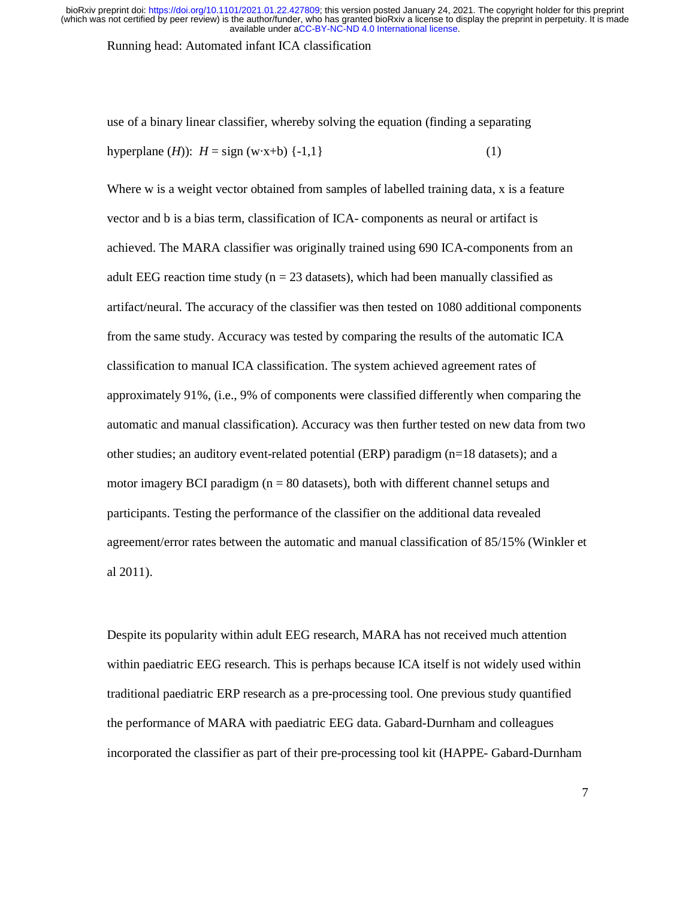use of a binary linear classifier, whereby solving the equation (finding a separating hyperplane ($H$)): $H = \text{sign}(w \cdot x + b)\ \{-1,1\}$ (1)

Where w is a weight vector obtained from samples of labelled training data, x is a feature vector and b is a bias term, classification of ICA- components as neural or artifact is achieved. The MARA classifier was originally trained using 690 ICA-components from an adult EEG reaction time study (n = 23 datasets), which had been manually classified as artifact/neural. The accuracy of the classifier was then tested on 1080 additional components from the same study. Accuracy was tested by comparing the results of the automatic ICA classification to manual ICA classification. The system achieved agreement rates of approximately 91%, (i.e., 9% of components were classified differently when comparing the automatic and manual classification). Accuracy was then further tested on new data from two other studies; an auditory event-related potential (ERP) paradigm (n=18 datasets); and a motor imagery BCI paradigm (n = 80 datasets), both with different channel setups and participants. Testing the performance of the classifier on the additional data revealed agreement/error rates between the automatic and manual classification of 85/15% (Winkler et al 2011).

Despite its popularity within adult EEG research, MARA has not received much attention within paediatric EEG research. This is perhaps because ICA itself is not widely used within traditional paediatric ERP research as a pre-processing tool. One previous study quantified the performance of MARA with paediatric EEG data. Gabard-Durnham and colleagues incorporated the classifier as part of their pre-processing tool kit (HAPPE- Gabard-Durnham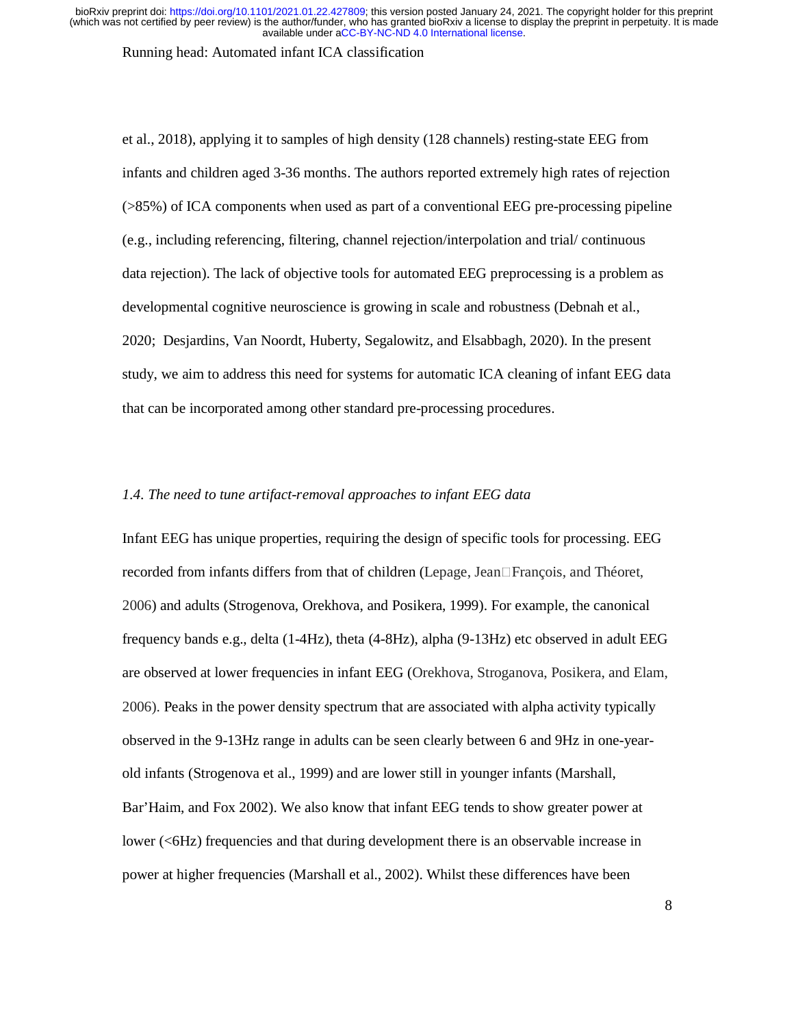et al., 2018), applying it to samples of high density (128 channels) resting-state EEG from infants and children aged 3-36 months. The authors reported extremely high rates of rejection (>85%) of ICA components when used as part of a conventional EEG pre-processing pipeline (e.g., including referencing, filtering, channel rejection/interpolation and trial/ continuous data rejection). The lack of objective tools for automated EEG preprocessing is a problem as developmental cognitive neuroscience is growing in scale and robustness (Debnah et al., 2020; Desjardins, Van Noordt, Huberty, Segalowitz, and Elsabbagh, 2020). In the present study, we aim to address this need for systems for automatic ICA cleaning of infant EEG data that can be incorporated among other standard pre-processing procedures.

### *1.4. The need to tune artifact-removal approaches to infant EEG data*

Infant EEG has unique properties, requiring the design of specific tools for processing. EEG recorded from infants differs from that of children (Lepage, Jean□François, and Théoret, 2006) and adults (Strogenova, Orekhova, and Posikera, 1999). For example, the canonical frequency bands e.g., delta (1-4Hz), theta (4-8Hz), alpha (9-13Hz) etc observed in adult EEG are observed at lower frequencies in infant EEG (Orekhova, Stroganova, Posikera, and Elam, 2006). Peaks in the power density spectrum that are associated with alpha activity typically observed in the 9-13Hz range in adults can be seen clearly between 6 and 9Hz in one-year-old infants (Strogenova et al., 1999) and are lower still in younger infants (Marshall, Bar'Haim, and Fox 2002). We also know that infant EEG tends to show greater power at lower (<6Hz) frequencies and that during development there is an observable increase in power at higher frequencies (Marshall et al., 2002). Whilst these differences have been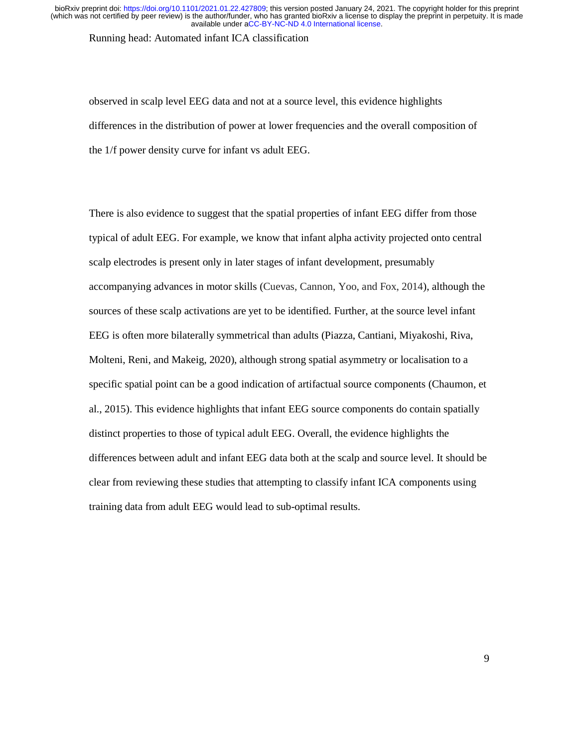observed in scalp level EEG data and not at a source level, this evidence highlights differences in the distribution of power at lower frequencies and the overall composition of the 1/f power density curve for infant vs adult EEG.

There is also evidence to suggest that the spatial properties of infant EEG differ from those typical of adult EEG. For example, we know that infant alpha activity projected onto central scalp electrodes is present only in later stages of infant development, presumably accompanying advances in motor skills (Cuevas, Cannon, Yoo, and Fox, 2014), although the sources of these scalp activations are yet to be identified. Further, at the source level infant EEG is often more bilaterally symmetrical than adults (Piazza, Cantiani, Miyakoshi, Riva, Molteni, Reni, and Makeig, 2020), although strong spatial asymmetry or localisation to a specific spatial point can be a good indication of artifactual source components (Chaumon, et al., 2015). This evidence highlights that infant EEG source components do contain spatially distinct properties to those of typical adult EEG. Overall, the evidence highlights the differences between adult and infant EEG data both at the scalp and source level. It should be clear from reviewing these studies that attempting to classify infant ICA components using training data from adult EEG would lead to sub-optimal results.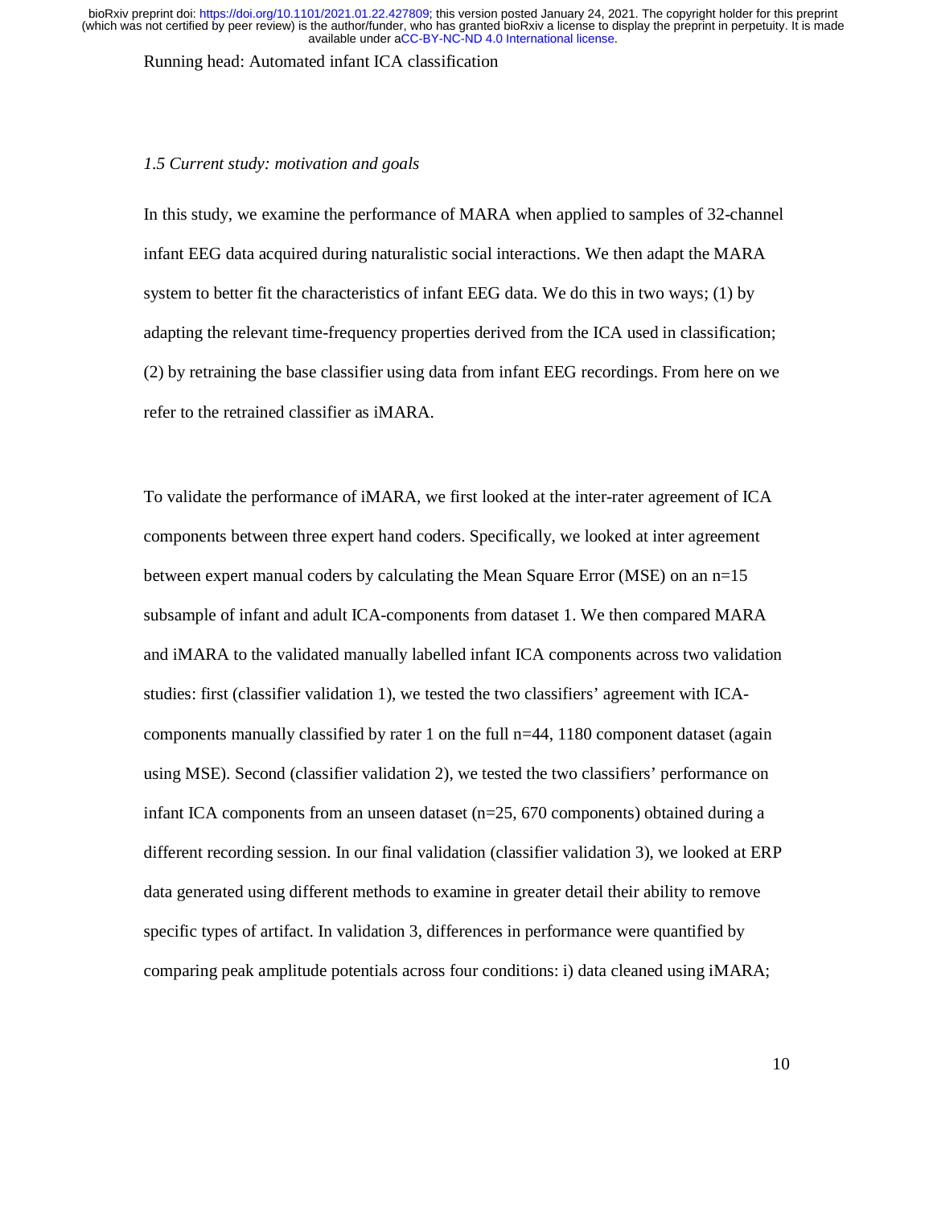### *1.5 Current study: motivation and goals*

In this study, we examine the performance of MARA when applied to samples of 32-channel infant EEG data acquired during naturalistic social interactions. We then adapt the MARA system to better fit the characteristics of infant EEG data. We do this in two ways; (1) by adapting the relevant time-frequency properties derived from the ICA used in classification; (2) by retraining the base classifier using data from infant EEG recordings. From here on we refer to the retrained classifier as iMARA.

To validate the performance of iMARA, we first looked at the inter-rater agreement of ICA components between three expert hand coders. Specifically, we looked at inter agreement between expert manual coders by calculating the Mean Square Error (MSE) on an n=15 subsample of infant and adult ICA-components from dataset 1. We then compared MARA and iMARA to the validated manually labelled infant ICA components across two validation studies: first (classifier validation 1), we tested the two classifiers' agreement with ICA-components manually classified by rater 1 on the full n=44, 1180 component dataset (again using MSE). Second (classifier validation 2), we tested the two classifiers' performance on infant ICA components from an unseen dataset (n=25, 670 components) obtained during a different recording session. In our final validation (classifier validation 3), we looked at ERP data generated using different methods to examine in greater detail their ability to remove specific types of artifact. In validation 3, differences in performance were quantified by comparing peak amplitude potentials across four conditions: i) data cleaned using iMARA;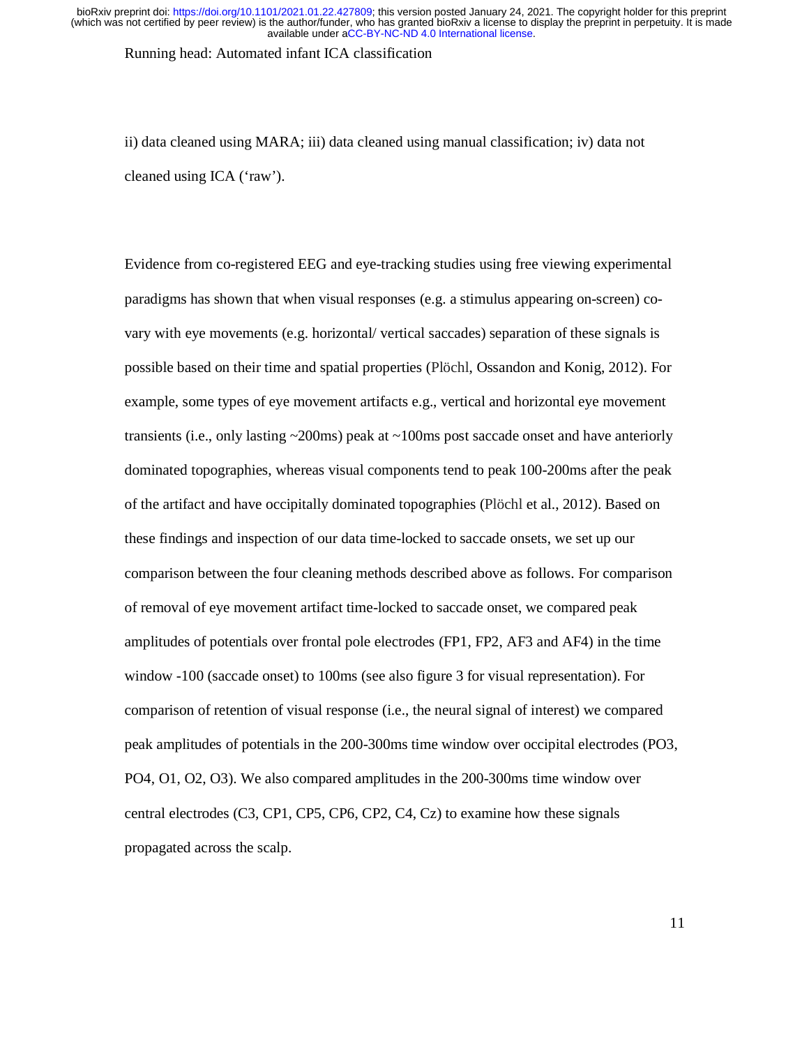ii) data cleaned using MARA; iii) data cleaned using manual classification; iv) data not cleaned using ICA ('raw').

Evidence from co-registered EEG and eye-tracking studies using free viewing experimental paradigms has shown that when visual responses (e.g. a stimulus appearing on-screen) co-vary with eye movements (e.g. horizontal/ vertical saccades) separation of these signals is possible based on their time and spatial properties (Plöchl, Ossandon and Konig, 2012). For example, some types of eye movement artifacts e.g., vertical and horizontal eye movement transients (i.e., only lasting ~200ms) peak at ~100ms post saccade onset and have anteriorly dominated topographies, whereas visual components tend to peak 100-200ms after the peak of the artifact and have occipitally dominated topographies (Plöchl et al., 2012). Based on these findings and inspection of our data time-locked to saccade onsets, we set up our comparison between the four cleaning methods described above as follows. For comparison of removal of eye movement artifact time-locked to saccade onset, we compared peak amplitudes of potentials over frontal pole electrodes (FP1, FP2, AF3 and AF4) in the time window -100 (saccade onset) to 100ms (see also figure 3 for visual representation). For comparison of retention of visual response (i.e., the neural signal of interest) we compared peak amplitudes of potentials in the 200-300ms time window over occipital electrodes (PO3, PO4, O1, O2, O3). We also compared amplitudes in the 200-300ms time window over central electrodes (C3, CP1, CP5, CP6, CP2, C4, Cz) to examine how these signals propagated across the scalp.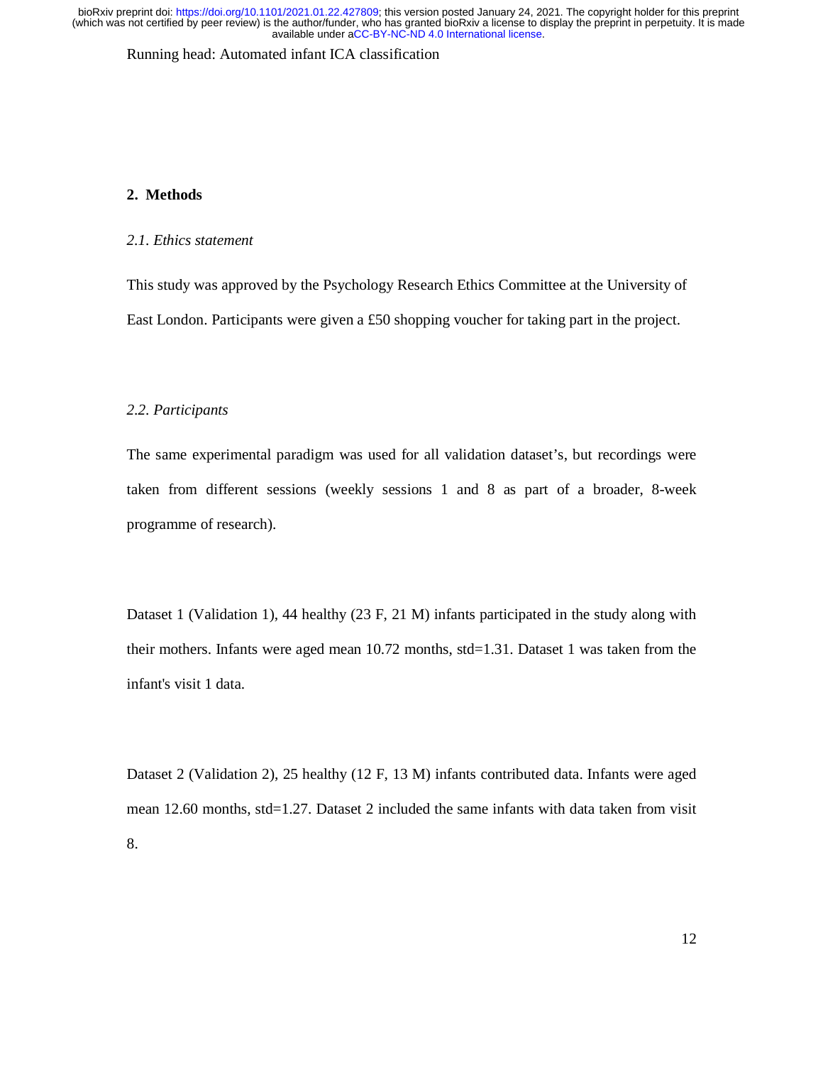## 2. Methods

### *2.1. Ethics statement*

This study was approved by the Psychology Research Ethics Committee at the University of East London. Participants were given a £50 shopping voucher for taking part in the project.

### *2.2. Participants*

The same experimental paradigm was used for all validation dataset's, but recordings were taken from different sessions (weekly sessions 1 and 8 as part of a broader, 8-week programme of research).

Dataset 1 (Validation 1), 44 healthy (23 F, 21 M) infants participated in the study along with their mothers. Infants were aged mean 10.72 months, std=1.31. Dataset 1 was taken from the infant's visit 1 data.

Dataset 2 (Validation 2), 25 healthy (12 F, 13 M) infants contributed data. Infants were aged mean 12.60 months, std=1.27. Dataset 2 included the same infants with data taken from visit 8.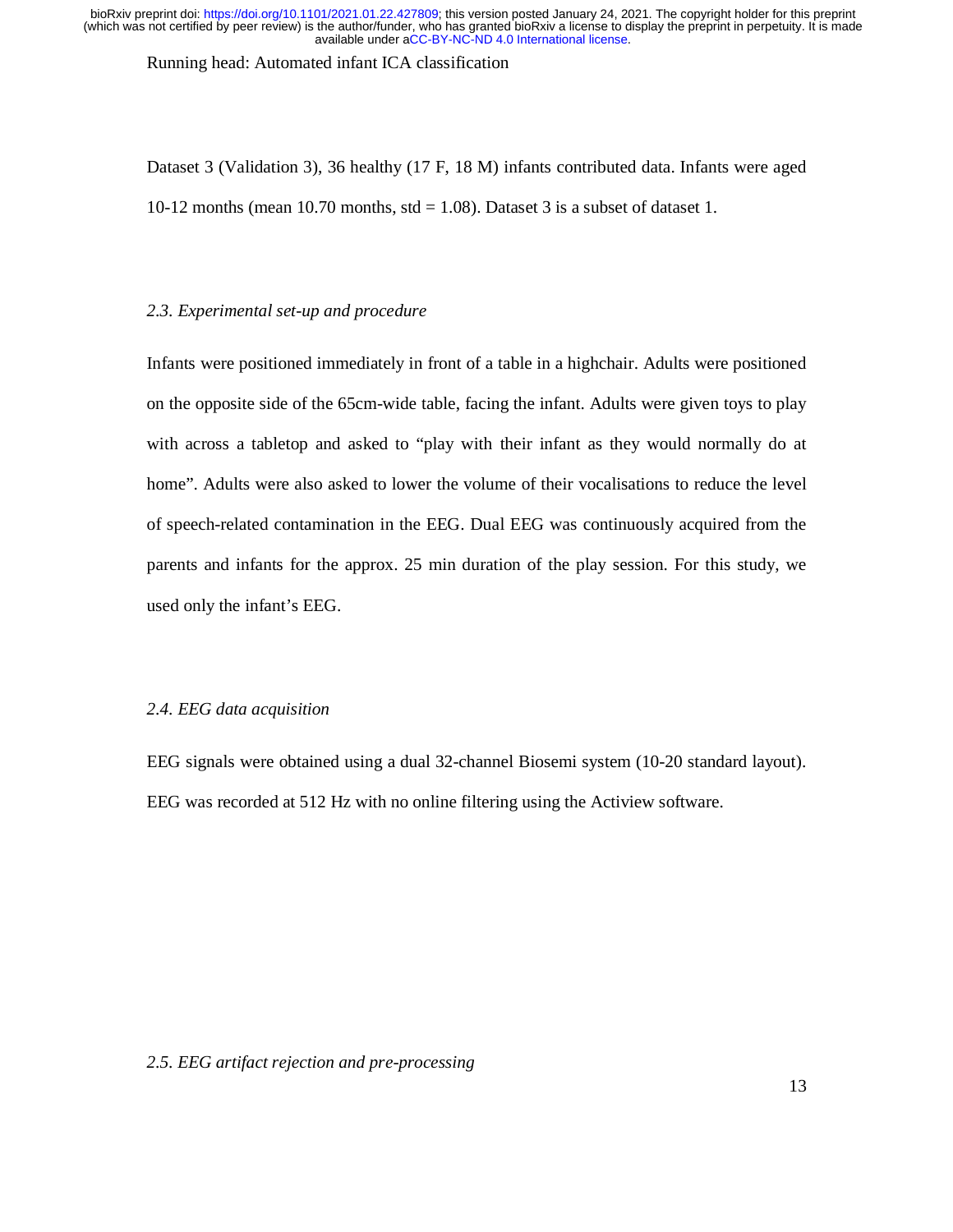Dataset 3 (Validation 3), 36 healthy (17 F, 18 M) infants contributed data. Infants were aged 10-12 months (mean 10.70 months, std = 1.08). Dataset 3 is a subset of dataset 1.

### *2.3. Experimental set-up and procedure*

Infants were positioned immediately in front of a table in a highchair. Adults were positioned on the opposite side of the 65cm-wide table, facing the infant. Adults were given toys to play with across a tabletop and asked to "play with their infant as they would normally do at home". Adults were also asked to lower the volume of their vocalisations to reduce the level of speech-related contamination in the EEG. Dual EEG was continuously acquired from the parents and infants for the approx. 25 min duration of the play session. For this study, we used only the infant's EEG.

### *2.4. EEG data acquisition*

EEG signals were obtained using a dual 32-channel Biosemi system (10-20 standard layout). EEG was recorded at 512 Hz with no online filtering using the Actiview software.

### *2.5. EEG artifact rejection and pre-processing*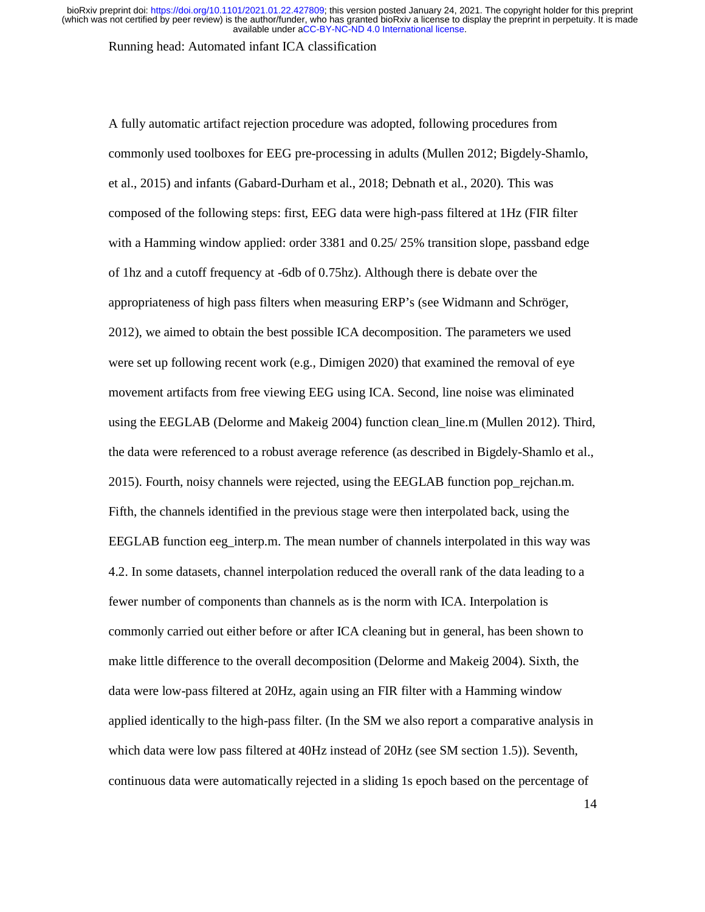A fully automatic artifact rejection procedure was adopted, following procedures from commonly used toolboxes for EEG pre-processing in adults (Mullen 2012; Bigdely-Shamlo, et al., 2015) and infants (Gabard-Durham et al., 2018; Debnath et al., 2020). This was composed of the following steps: first, EEG data were high-pass filtered at 1Hz (FIR filter with a Hamming window applied: order 3381 and 0.25/ 25% transition slope, passband edge of 1hz and a cutoff frequency at -6db of 0.75hz). Although there is debate over the appropriateness of high pass filters when measuring ERP's (see Widmann and Schröger, 2012), we aimed to obtain the best possible ICA decomposition. The parameters we used were set up following recent work (e.g., Dimigen 2020) that examined the removal of eye movement artifacts from free viewing EEG using ICA. Second, line noise was eliminated using the EEGLAB (Delorme and Makeig 2004) function clean_line.m (Mullen 2012). Third, the data were referenced to a robust average reference (as described in Bigdely-Shamlo et al., 2015). Fourth, noisy channels were rejected, using the EEGLAB function pop_rejchan.m. Fifth, the channels identified in the previous stage were then interpolated back, using the EEGLAB function eeg_interp.m. The mean number of channels interpolated in this way was 4.2. In some datasets, channel interpolation reduced the overall rank of the data leading to a fewer number of components than channels as is the norm with ICA. Interpolation is commonly carried out either before or after ICA cleaning but in general, has been shown to make little difference to the overall decomposition (Delorme and Makeig 2004). Sixth, the data were low-pass filtered at 20Hz, again using an FIR filter with a Hamming window applied identically to the high-pass filter. (In the SM we also report a comparative analysis in which data were low pass filtered at 40Hz instead of 20Hz (see SM section 1.5)). Seventh, continuous data were automatically rejected in a sliding 1s epoch based on the percentage of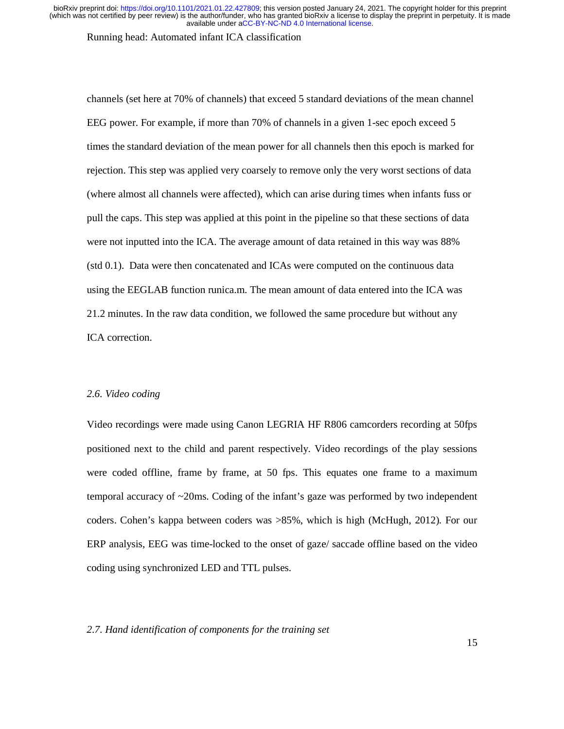channels (set here at 70% of channels) that exceed 5 standard deviations of the mean channel EEG power. For example, if more than 70% of channels in a given 1-sec epoch exceed 5 times the standard deviation of the mean power for all channels then this epoch is marked for rejection. This step was applied very coarsely to remove only the very worst sections of data (where almost all channels were affected), which can arise during times when infants fuss or pull the caps. This step was applied at this point in the pipeline so that these sections of data were not inputted into the ICA. The average amount of data retained in this way was 88% (std 0.1). Data were then concatenated and ICAs were computed on the continuous data using the EEGLAB function runica.m. The mean amount of data entered into the ICA was 21.2 minutes. In the raw data condition, we followed the same procedure but without any ICA correction.

### *2.6. Video coding*

Video recordings were made using Canon LEGRIA HF R806 camcorders recording at 50fps positioned next to the child and parent respectively. Video recordings of the play sessions were coded offline, frame by frame, at 50 fps. This equates one frame to a maximum temporal accuracy of ~20ms. Coding of the infant's gaze was performed by two independent coders. Cohen's kappa between coders was >85%, which is high (McHugh, 2012). For our ERP analysis, EEG was time-locked to the onset of gaze/ saccade offline based on the video coding using synchronized LED and TTL pulses.

### *2.7. Hand identification of components for the training set*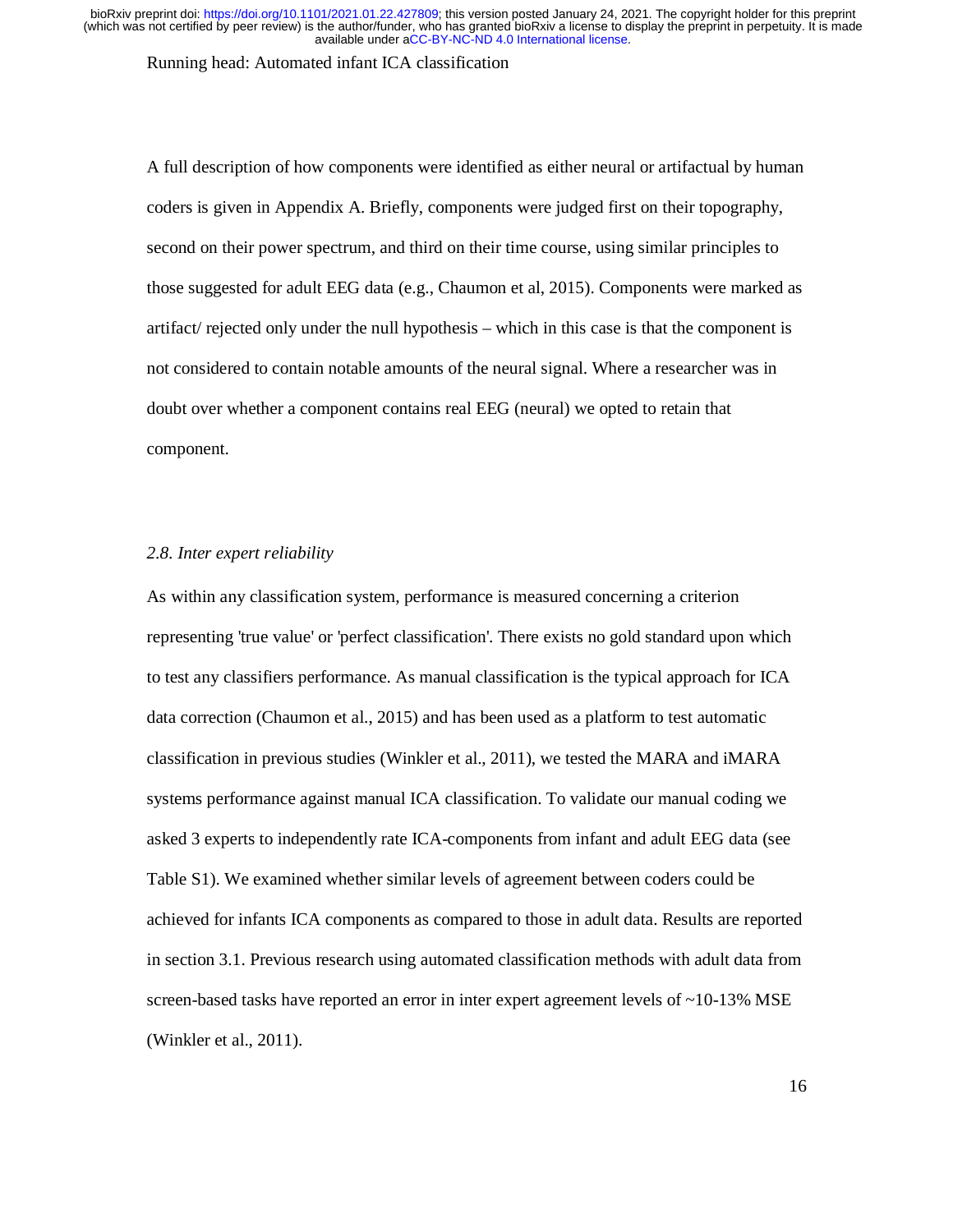A full description of how components were identified as either neural or artifactual by human coders is given in Appendix A. Briefly, components were judged first on their topography, second on their power spectrum, and third on their time course, using similar principles to those suggested for adult EEG data (e.g., Chaumon et al, 2015). Components were marked as artifact/ rejected only under the null hypothesis – which in this case is that the component is not considered to contain notable amounts of the neural signal. Where a researcher was in doubt over whether a component contains real EEG (neural) we opted to retain that component.

### *2.8. Inter expert reliability*

As within any classification system, performance is measured concerning a criterion representing 'true value' or 'perfect classification'. There exists no gold standard upon which to test any classifiers performance. As manual classification is the typical approach for ICA data correction (Chaumon et al., 2015) and has been used as a platform to test automatic classification in previous studies (Winkler et al., 2011), we tested the MARA and iMARA systems performance against manual ICA classification. To validate our manual coding we asked 3 experts to independently rate ICA-components from infant and adult EEG data (see Table S1). We examined whether similar levels of agreement between coders could be achieved for infants ICA components as compared to those in adult data. Results are reported in section 3.1. Previous research using automated classification methods with adult data from screen-based tasks have reported an error in inter expert agreement levels of ~10-13% MSE (Winkler et al., 2011).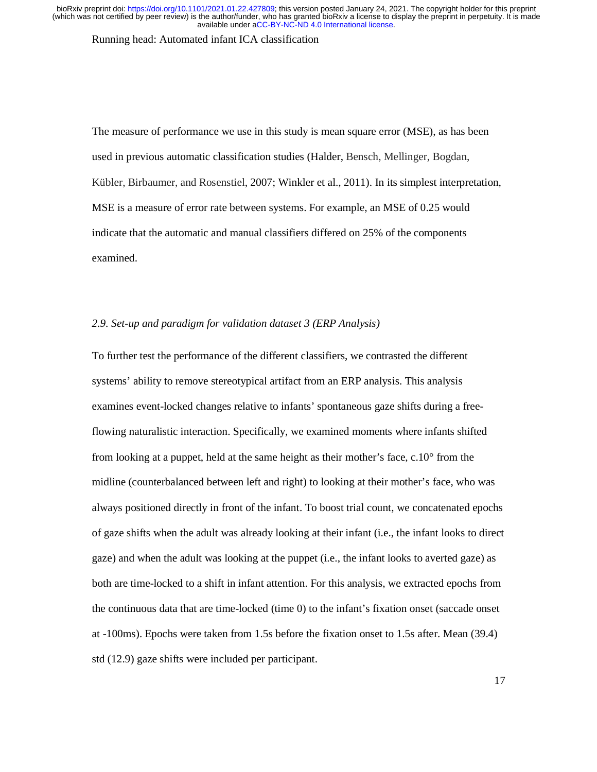The measure of performance we use in this study is mean square error (MSE), as has been used in previous automatic classification studies (Halder, Bensch, Mellinger, Bogdan, Kübler, Birbaumer, and Rosenstiel, 2007; Winkler et al., 2011). In its simplest interpretation, MSE is a measure of error rate between systems. For example, an MSE of 0.25 would indicate that the automatic and manual classifiers differed on 25% of the components examined.

### *2.9. Set-up and paradigm for validation dataset 3 (ERP Analysis)*

To further test the performance of the different classifiers, we contrasted the different systems' ability to remove stereotypical artifact from an ERP analysis. This analysis examines event-locked changes relative to infants' spontaneous gaze shifts during a free-flowing naturalistic interaction. Specifically, we examined moments where infants shifted from looking at a puppet, held at the same height as their mother's face, c.10° from the midline (counterbalanced between left and right) to looking at their mother's face, who was always positioned directly in front of the infant. To boost trial count, we concatenated epochs of gaze shifts when the adult was already looking at their infant (i.e., the infant looks to direct gaze) and when the adult was looking at the puppet (i.e., the infant looks to averted gaze) as both are time-locked to a shift in infant attention. For this analysis, we extracted epochs from the continuous data that are time-locked (time 0) to the infant's fixation onset (saccade onset at -100ms). Epochs were taken from 1.5s before the fixation onset to 1.5s after. Mean (39.4) std (12.9) gaze shifts were included per participant.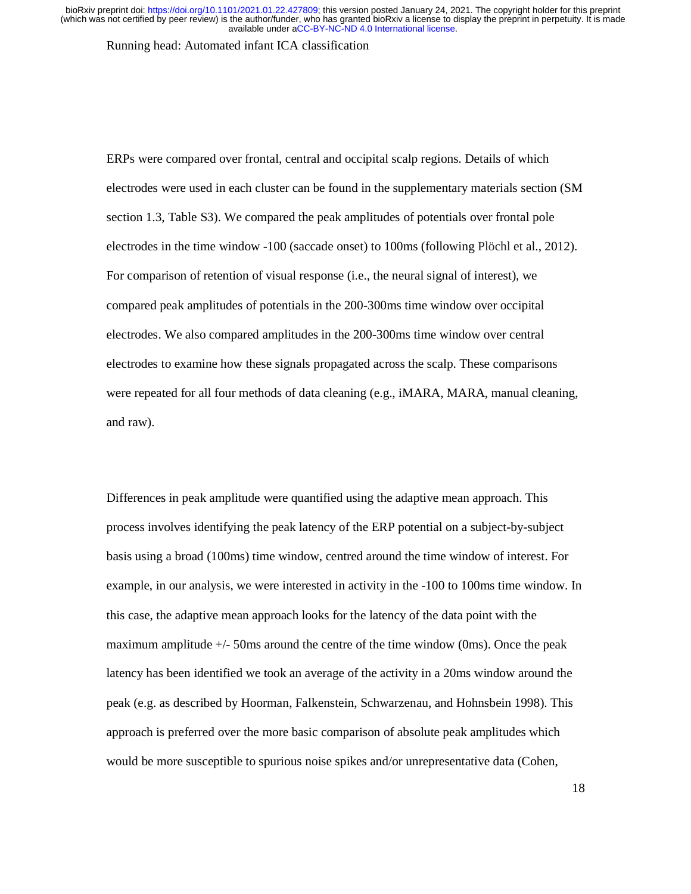ERPs were compared over frontal, central and occipital scalp regions. Details of which electrodes were used in each cluster can be found in the supplementary materials section (SM section 1.3, Table S3). We compared the peak amplitudes of potentials over frontal pole electrodes in the time window -100 (saccade onset) to 100ms (following Plöchl et al., 2012). For comparison of retention of visual response (i.e., the neural signal of interest), we compared peak amplitudes of potentials in the 200-300ms time window over occipital electrodes. We also compared amplitudes in the 200-300ms time window over central electrodes to examine how these signals propagated across the scalp. These comparisons were repeated for all four methods of data cleaning (e.g., iMARA, MARA, manual cleaning, and raw).

Differences in peak amplitude were quantified using the adaptive mean approach. This process involves identifying the peak latency of the ERP potential on a subject-by-subject basis using a broad (100ms) time window, centred around the time window of interest. For example, in our analysis, we were interested in activity in the -100 to 100ms time window. In this case, the adaptive mean approach looks for the latency of the data point with the maximum amplitude +/- 50ms around the centre of the time window (0ms). Once the peak latency has been identified we took an average of the activity in a 20ms window around the peak (e.g. as described by Hoorman, Falkenstein, Schwarzenau, and Hohnsbein 1998). This approach is preferred over the more basic comparison of absolute peak amplitudes which would be more susceptible to spurious noise spikes and/or unrepresentative data (Cohen,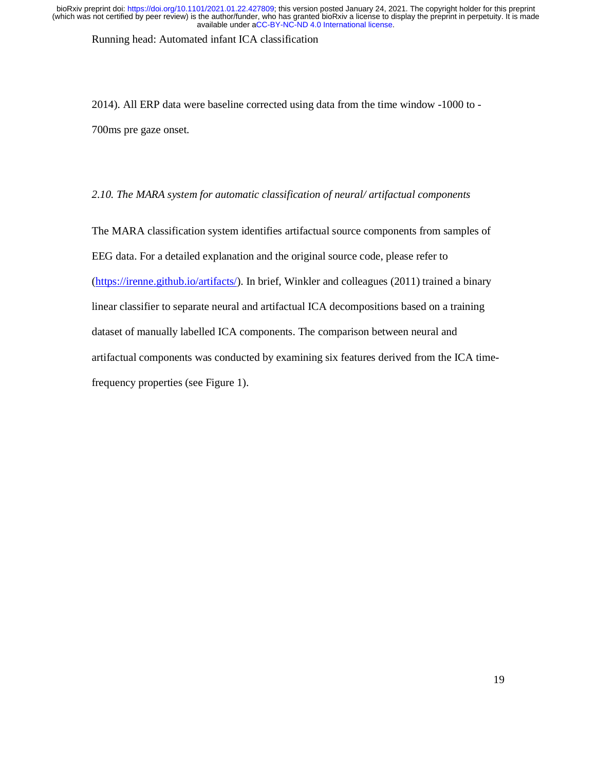2014). All ERP data were baseline corrected using data from the time window -1000 to -700ms pre gaze onset.

*2.10. The MARA system for automatic classification of neural/ artifactual components*

The MARA classification system identifies artifactual source components from samples of EEG data. For a detailed explanation and the original source code, please refer to (https://irenne.github.io/artifacts/). In brief, Winkler and colleagues (2011) trained a binary linear classifier to separate neural and artifactual ICA decompositions based on a training dataset of manually labelled ICA components. The comparison between neural and artifactual components was conducted by examining six features derived from the ICA time-frequency properties (see Figure 1).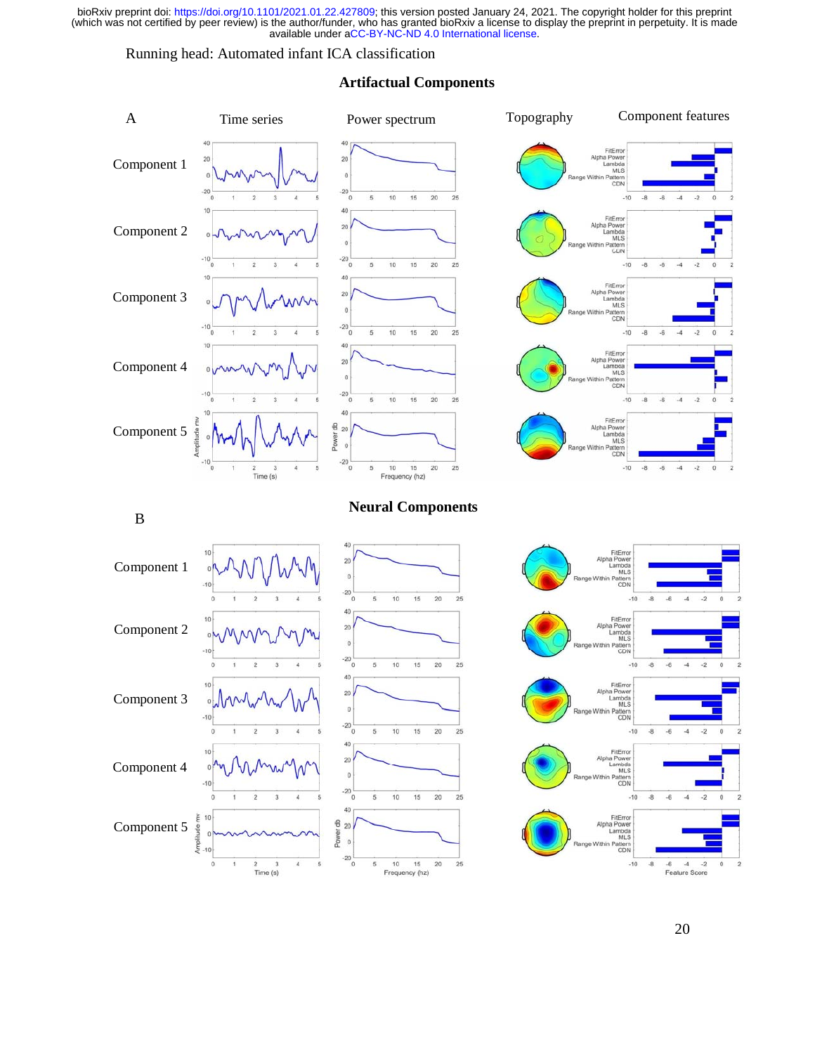**Artifactual Components**

A

| | Time series | Power spectrum | Topography | Component features |
|---|---|---|---|---|
| Component 1 | | | | |
| Component 2 | | | | |
| Component 3 | | | | |
| Component 4 | | | | |
| Component 5 | | | | |

**Neural Components**

B

| | Time series | Power spectrum | Topography | Component features |
|---|---|---|---|---|
| Component 1 | | | | |
| Component 2 | | | | |
| Component 3 | | | | |
| Component 4 | | | | |
| Component 5 | | | | |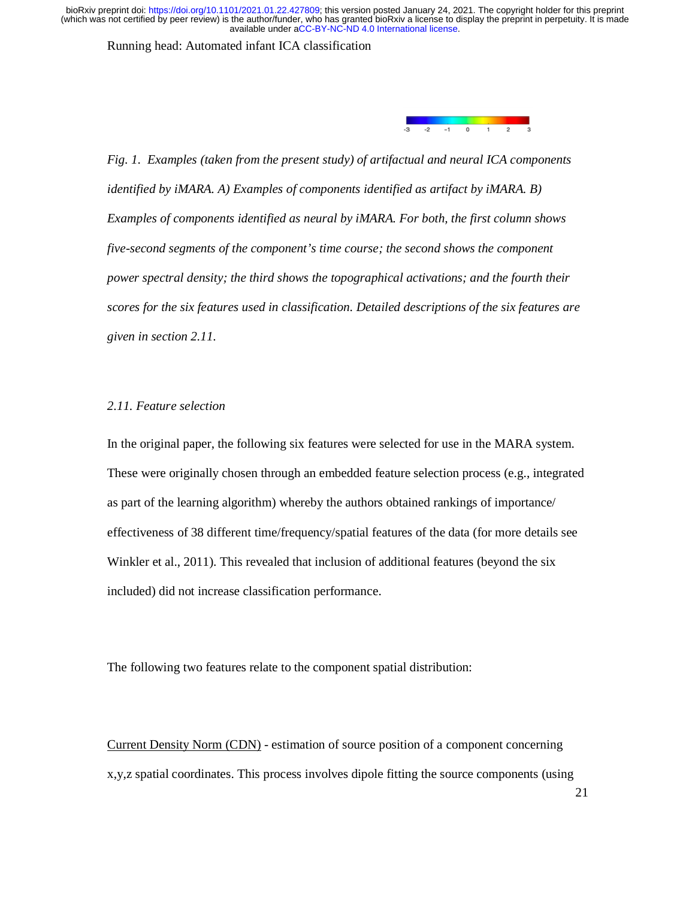*Fig. 1. Examples (taken from the present study) of artifactual and neural ICA components identified by iMARA. A) Examples of components identified as artifact by iMARA. B) Examples of components identified as neural by iMARA. For both, the first column shows five-second segments of the component's time course; the second shows the component power spectral density; the third shows the topographical activations; and the fourth their scores for the six features used in classification. Detailed descriptions of the six features are given in section 2.11.*

### *2.11. Feature selection*

In the original paper, the following six features were selected for use in the MARA system. These were originally chosen through an embedded feature selection process (e.g., integrated as part of the learning algorithm) whereby the authors obtained rankings of importance/ effectiveness of 38 different time/frequency/spatial features of the data (for more details see Winkler et al., 2011). This revealed that inclusion of additional features (beyond the six included) did not increase classification performance.

The following two features relate to the component spatial distribution:

<u>Current Density Norm (CDN)</u> - estimation of source position of a component concerning x,y,z spatial coordinates. This process involves dipole fitting the source components (using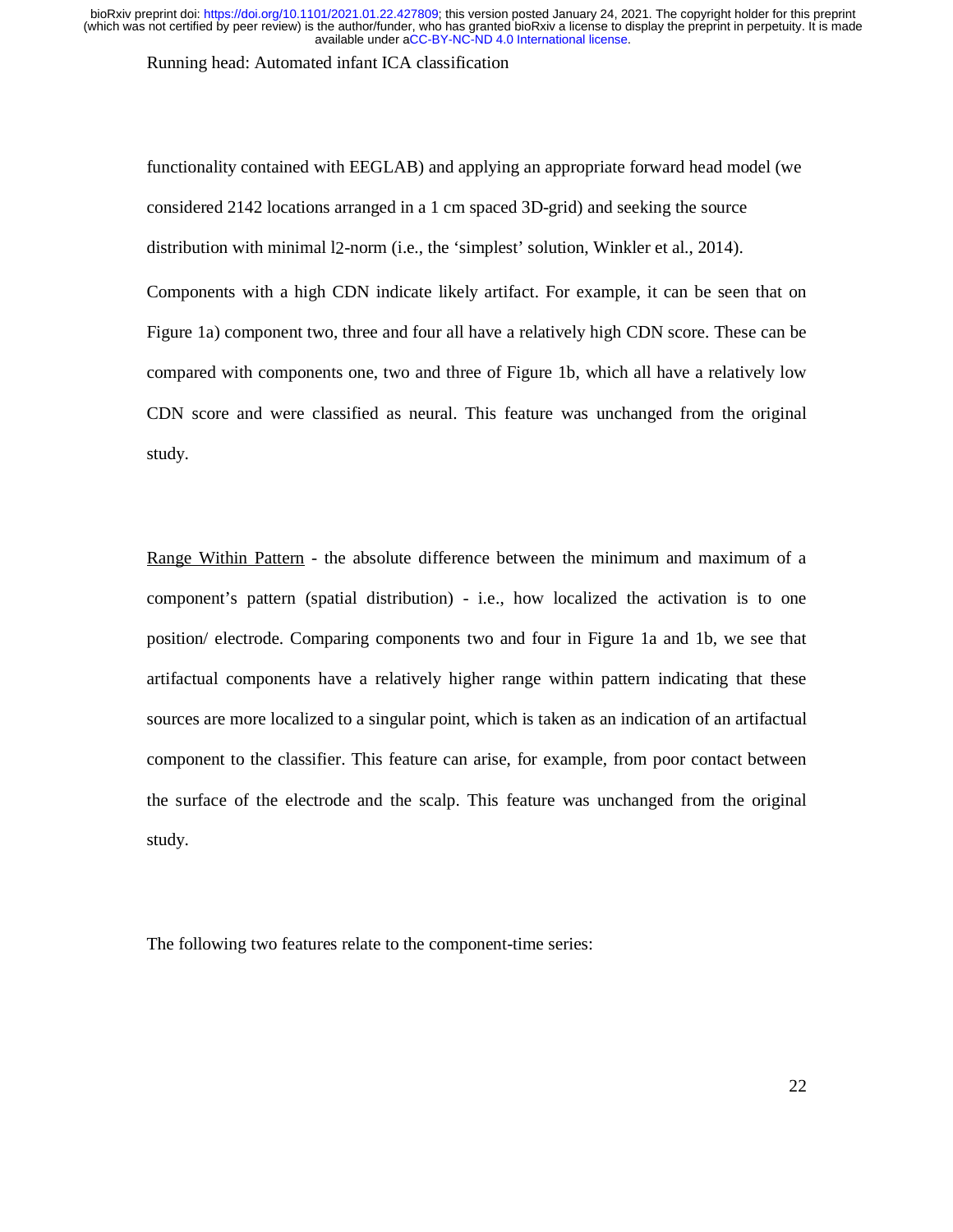functionality contained with EEGLAB) and applying an appropriate forward head model (we considered 2142 locations arranged in a 1 cm spaced 3D-grid) and seeking the source distribution with minimal l2-norm (i.e., the 'simplest' solution, Winkler et al., 2014).

Components with a high CDN indicate likely artifact. For example, it can be seen that on Figure 1a) component two, three and four all have a relatively high CDN score. These can be compared with components one, two and three of Figure 1b, which all have a relatively low CDN score and were classified as neural. This feature was unchanged from the original study.

Range Within Pattern - the absolute difference between the minimum and maximum of a component's pattern (spatial distribution) - i.e., how localized the activation is to one position/ electrode. Comparing components two and four in Figure 1a and 1b, we see that artifactual components have a relatively higher range within pattern indicating that these sources are more localized to a singular point, which is taken as an indication of an artifactual component to the classifier. This feature can arise, for example, from poor contact between the surface of the electrode and the scalp. This feature was unchanged from the original study.

The following two features relate to the component-time series: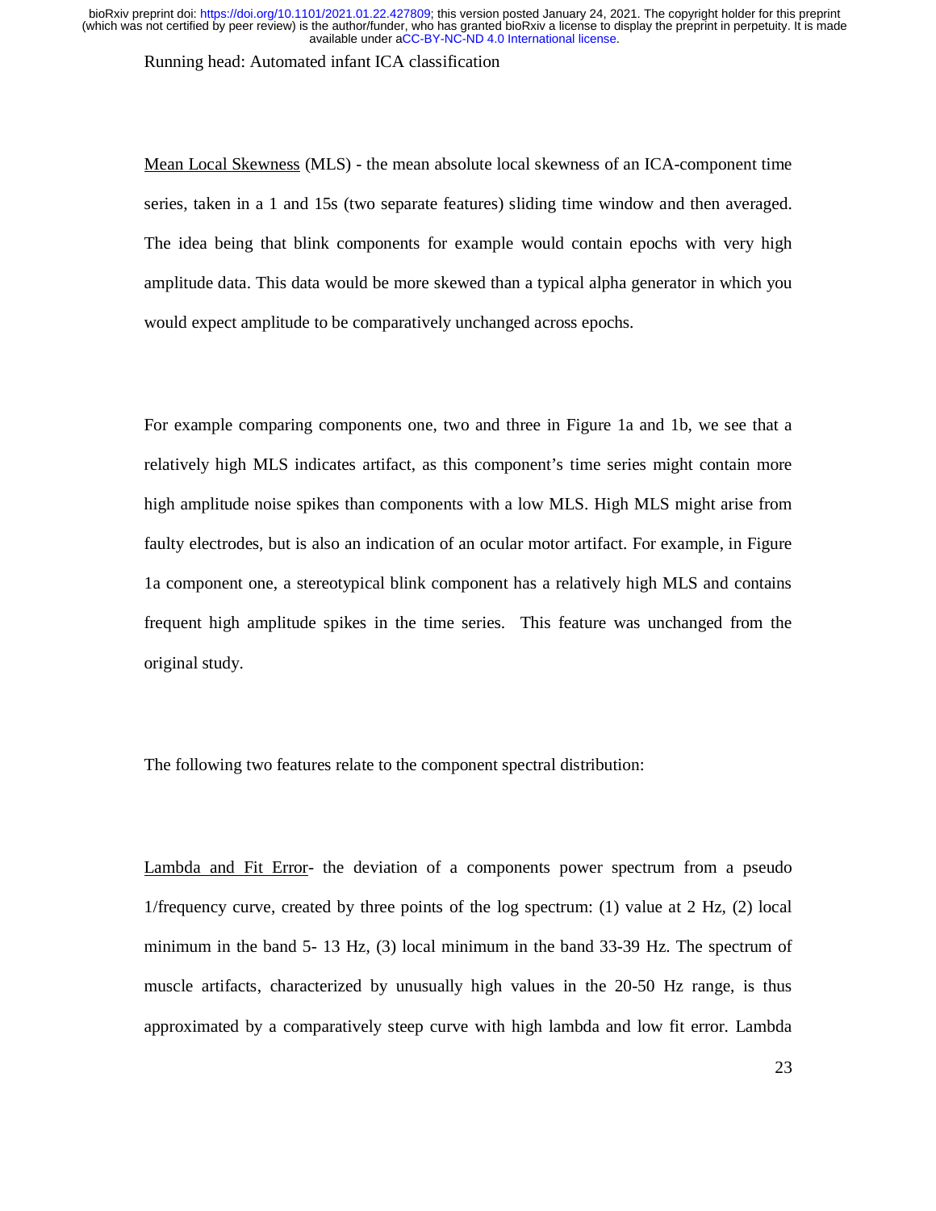<u>Mean Local Skewness</u> (MLS) - the mean absolute local skewness of an ICA-component time series, taken in a 1 and 15s (two separate features) sliding time window and then averaged. The idea being that blink components for example would contain epochs with very high amplitude data. This data would be more skewed than a typical alpha generator in which you would expect amplitude to be comparatively unchanged across epochs.

For example comparing components one, two and three in Figure 1a and 1b, we see that a relatively high MLS indicates artifact, as this component's time series might contain more high amplitude noise spikes than components with a low MLS. High MLS might arise from faulty electrodes, but is also an indication of an ocular motor artifact. For example, in Figure 1a component one, a stereotypical blink component has a relatively high MLS and contains frequent high amplitude spikes in the time series. This feature was unchanged from the original study.

The following two features relate to the component spectral distribution:

<u>Lambda and Fit Error</u>- the deviation of a components power spectrum from a pseudo 1/frequency curve, created by three points of the log spectrum: (1) value at 2 Hz, (2) local minimum in the band 5- 13 Hz, (3) local minimum in the band 33-39 Hz. The spectrum of muscle artifacts, characterized by unusually high values in the 20-50 Hz range, is thus approximated by a comparatively steep curve with high lambda and low fit error. Lambda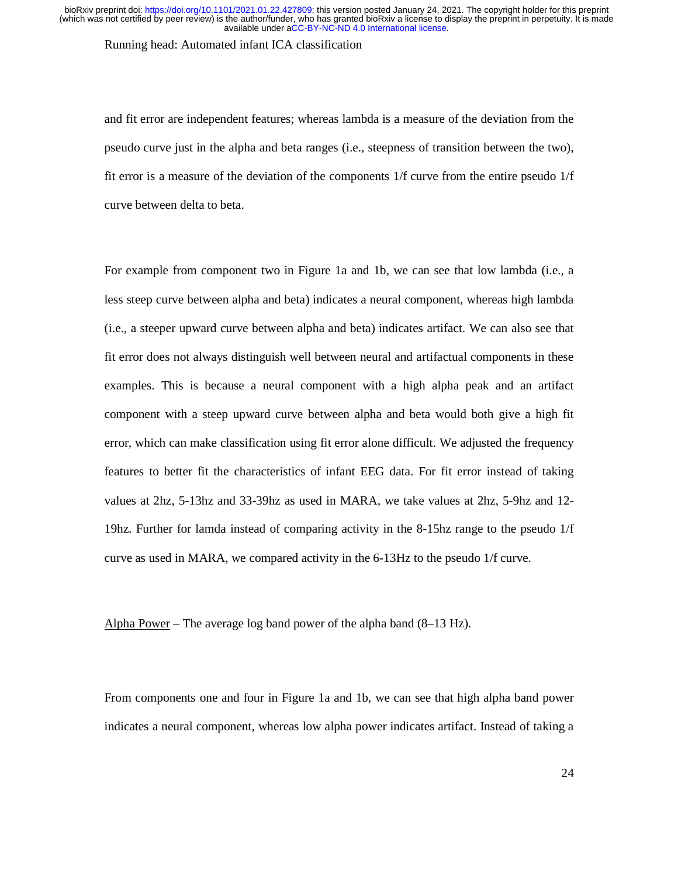and fit error are independent features; whereas lambda is a measure of the deviation from the pseudo curve just in the alpha and beta ranges (i.e., steepness of transition between the two), fit error is a measure of the deviation of the components 1/f curve from the entire pseudo 1/f curve between delta to beta.

For example from component two in Figure 1a and 1b, we can see that low lambda (i.e., a less steep curve between alpha and beta) indicates a neural component, whereas high lambda (i.e., a steeper upward curve between alpha and beta) indicates artifact. We can also see that fit error does not always distinguish well between neural and artifactual components in these examples. This is because a neural component with a high alpha peak and an artifact component with a steep upward curve between alpha and beta would both give a high fit error, which can make classification using fit error alone difficult. We adjusted the frequency features to better fit the characteristics of infant EEG data. For fit error instead of taking values at 2hz, 5-13hz and 33-39hz as used in MARA, we take values at 2hz, 5-9hz and 12-19hz. Further for lamda instead of comparing activity in the 8-15hz range to the pseudo 1/f curve as used in MARA, we compared activity in the 6-13Hz to the pseudo 1/f curve.

<u>Alpha Power</u> – The average log band power of the alpha band (8–13 Hz).

From components one and four in Figure 1a and 1b, we can see that high alpha band power indicates a neural component, whereas low alpha power indicates artifact. Instead of taking a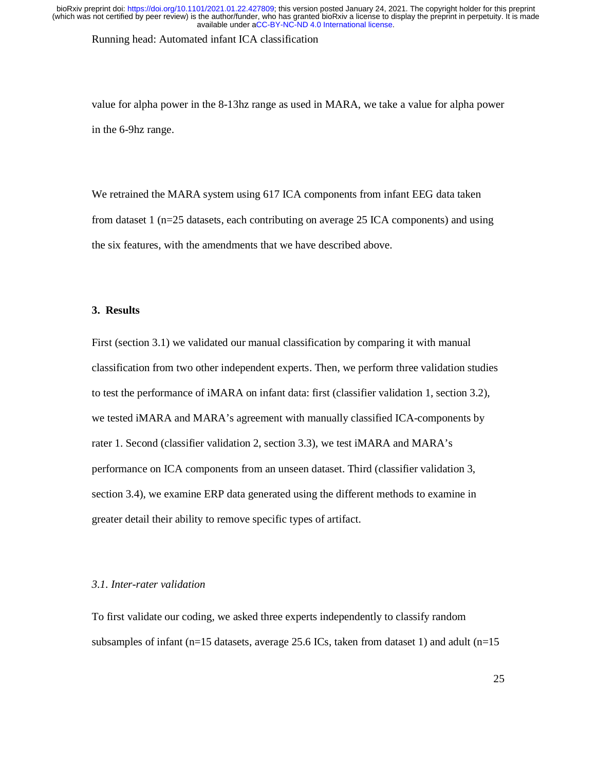value for alpha power in the 8-13hz range as used in MARA, we take a value for alpha power in the 6-9hz range.

We retrained the MARA system using 617 ICA components from infant EEG data taken from dataset 1 (n=25 datasets, each contributing on average 25 ICA components) and using the six features, with the amendments that we have described above.

## 3. Results

First (section 3.1) we validated our manual classification by comparing it with manual classification from two other independent experts. Then, we perform three validation studies to test the performance of iMARA on infant data: first (classifier validation 1, section 3.2), we tested iMARA and MARA's agreement with manually classified ICA-components by rater 1. Second (classifier validation 2, section 3.3), we test iMARA and MARA's performance on ICA components from an unseen dataset. Third (classifier validation 3, section 3.4), we examine ERP data generated using the different methods to examine in greater detail their ability to remove specific types of artifact.

### *3.1. Inter-rater validation*

To first validate our coding, we asked three experts independently to classify random subsamples of infant (n=15 datasets, average 25.6 ICs, taken from dataset 1) and adult (n=15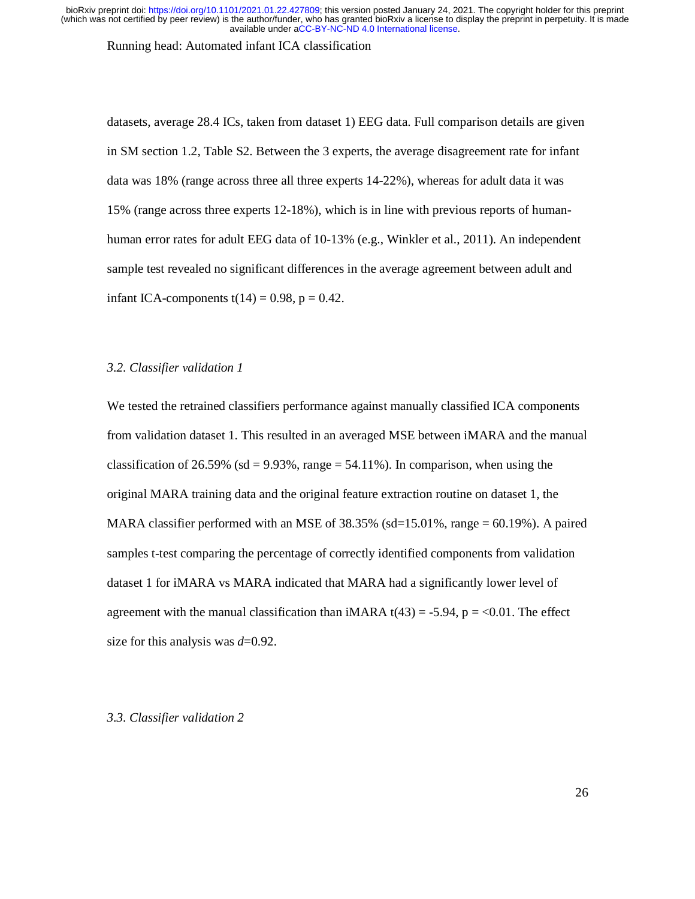datasets, average 28.4 ICs, taken from dataset 1) EEG data. Full comparison details are given in SM section 1.2, Table S2. Between the 3 experts, the average disagreement rate for infant data was 18% (range across three all three experts 14-22%), whereas for adult data it was 15% (range across three experts 12-18%), which is in line with previous reports of human-human error rates for adult EEG data of 10-13% (e.g., Winkler et al., 2011). An independent sample test revealed no significant differences in the average agreement between adult and infant ICA-components $t(14) = 0.98$, $p = 0.42$.

### *3.2. Classifier validation 1*

We tested the retrained classifiers performance against manually classified ICA components from validation dataset 1. This resulted in an averaged MSE between iMARA and the manual classification of 26.59% (sd = 9.93%, range = 54.11%). In comparison, when using the original MARA training data and the original feature extraction routine on dataset 1, the MARA classifier performed with an MSE of 38.35% (sd=15.01%, range = 60.19%). A paired samples t-test comparing the percentage of correctly identified components from validation dataset 1 for iMARA vs MARA indicated that MARA had a significantly lower level of agreement with the manual classification than iMARA $t(43) = -5.94$, $p = <0.01$. The effect size for this analysis was $d$=0.92.

### *3.3. Classifier validation 2*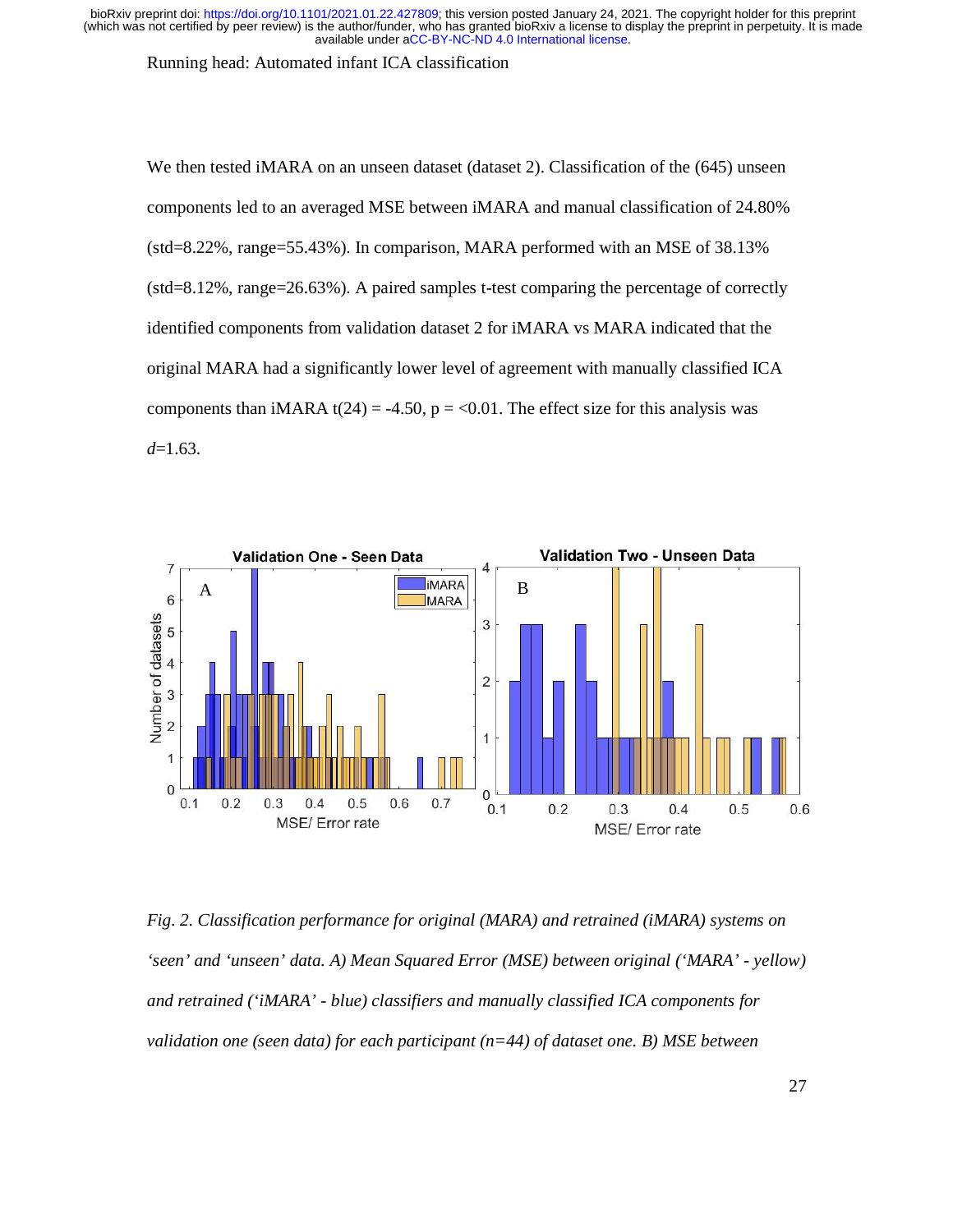We then tested iMARA on an unseen dataset (dataset 2). Classification of the (645) unseen components led to an averaged MSE between iMARA and manual classification of 24.80% (std=8.22%, range=55.43%). In comparison, MARA performed with an MSE of 38.13% (std=8.12%, range=26.63%). A paired samples t-test comparing the percentage of correctly identified components from validation dataset 2 for iMARA vs MARA indicated that the original MARA had a significantly lower level of agreement with manually classified ICA components than iMARA $t(24) = -4.50$, $p = <0.01$. The effect size for this analysis was $d$=1.63.

*Fig. 2. Classification performance for original (MARA) and retrained (iMARA) systems on 'seen' and 'unseen' data. A) Mean Squared Error (MSE) between original ('MARA' - yellow) and retrained ('iMARA' - blue) classifiers and manually classified ICA components for validation one (seen data) for each participant (n=44) of dataset one. B) MSE between*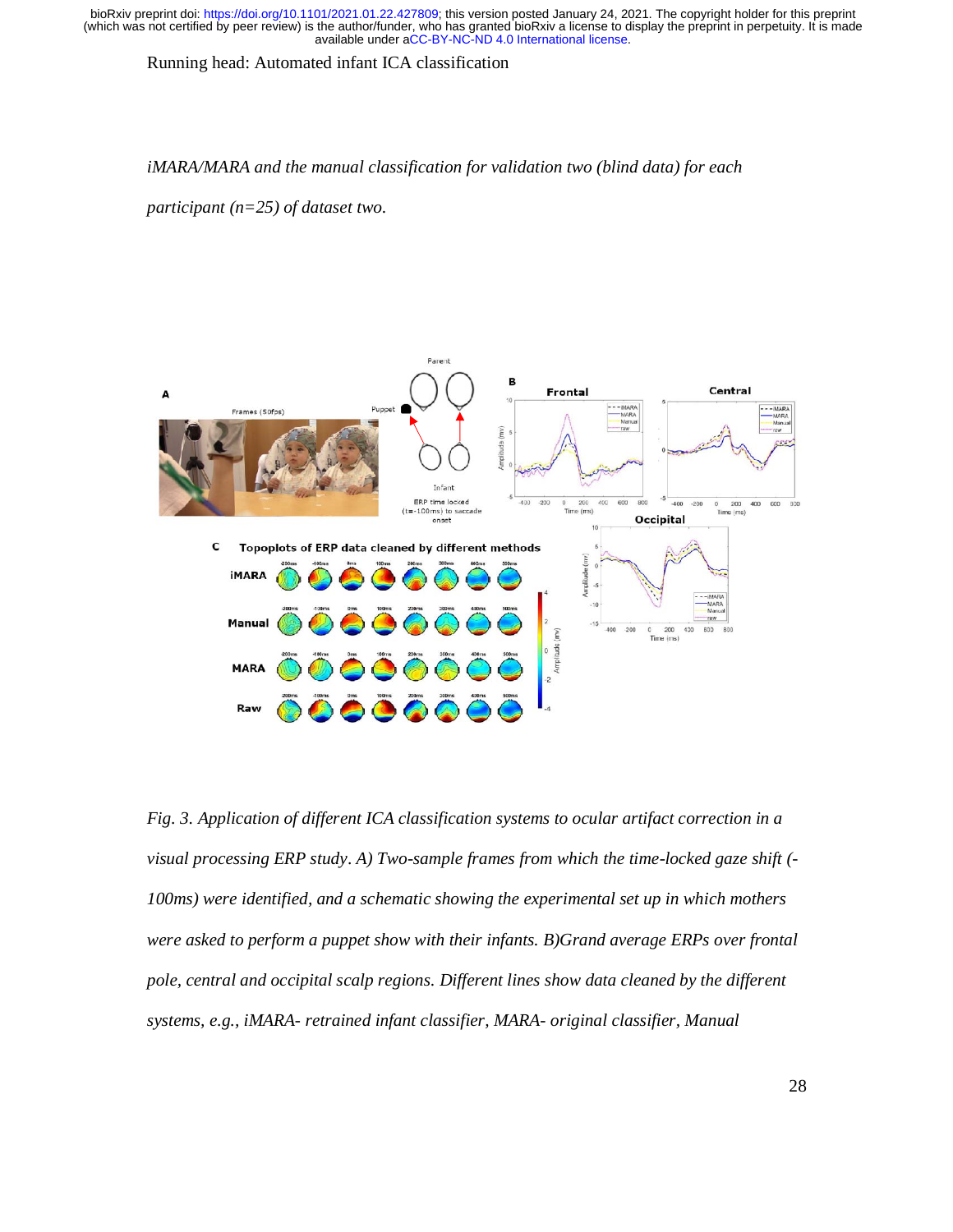*iMARA/MARA and the manual classification for validation two (blind data) for each participant (n=25) of dataset two.*

*Fig. 3. Application of different ICA classification systems to ocular artifact correction in a visual processing ERP study. A) Two-sample frames from which the time-locked gaze shift (-100ms) were identified, and a schematic showing the experimental set up in which mothers were asked to perform a puppet show with their infants. B)Grand average ERPs over frontal pole, central and occipital scalp regions. Different lines show data cleaned by the different systems, e.g., iMARA- retrained infant classifier, MARA- original classifier, Manual*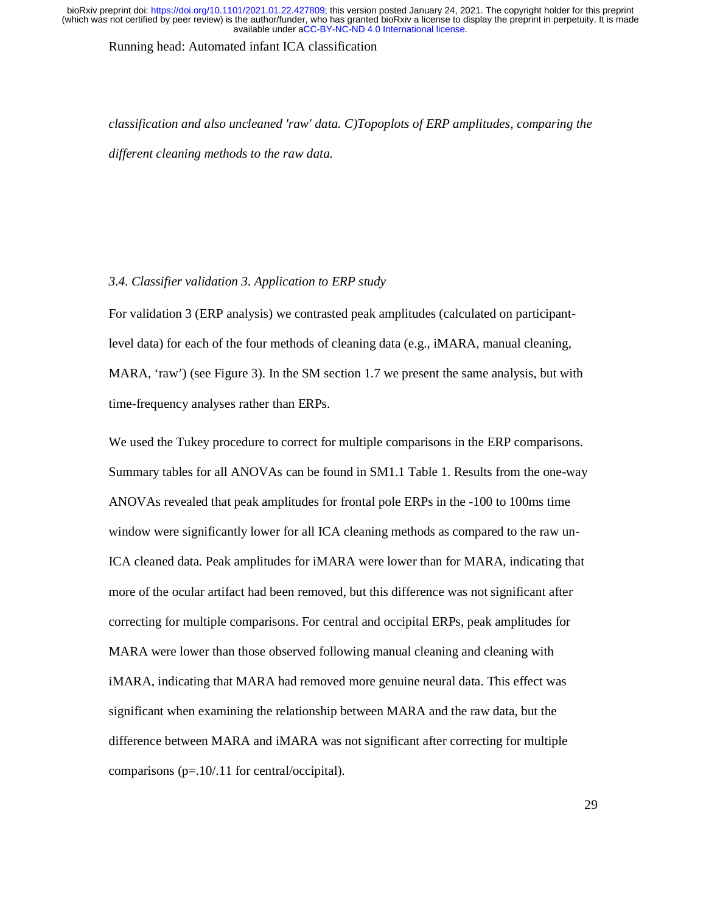*classification and also uncleaned 'raw' data. C)Topoplots of ERP amplitudes, comparing the different cleaning methods to the raw data.*

*3.4. Classifier validation 3. Application to ERP study*

For validation 3 (ERP analysis) we contrasted peak amplitudes (calculated on participant-level data) for each of the four methods of cleaning data (e.g., iMARA, manual cleaning, MARA, 'raw') (see Figure 3). In the SM section 1.7 we present the same analysis, but with time-frequency analyses rather than ERPs.

We used the Tukey procedure to correct for multiple comparisons in the ERP comparisons. Summary tables for all ANOVAs can be found in SM1.1 Table 1. Results from the one-way ANOVAs revealed that peak amplitudes for frontal pole ERPs in the -100 to 100ms time window were significantly lower for all ICA cleaning methods as compared to the raw un-ICA cleaned data. Peak amplitudes for iMARA were lower than for MARA, indicating that more of the ocular artifact had been removed, but this difference was not significant after correcting for multiple comparisons. For central and occipital ERPs, peak amplitudes for MARA were lower than those observed following manual cleaning and cleaning with iMARA, indicating that MARA had removed more genuine neural data. This effect was significant when examining the relationship between MARA and the raw data, but the difference between MARA and iMARA was not significant after correcting for multiple comparisons ($p$=.10/.11 for central/occipital).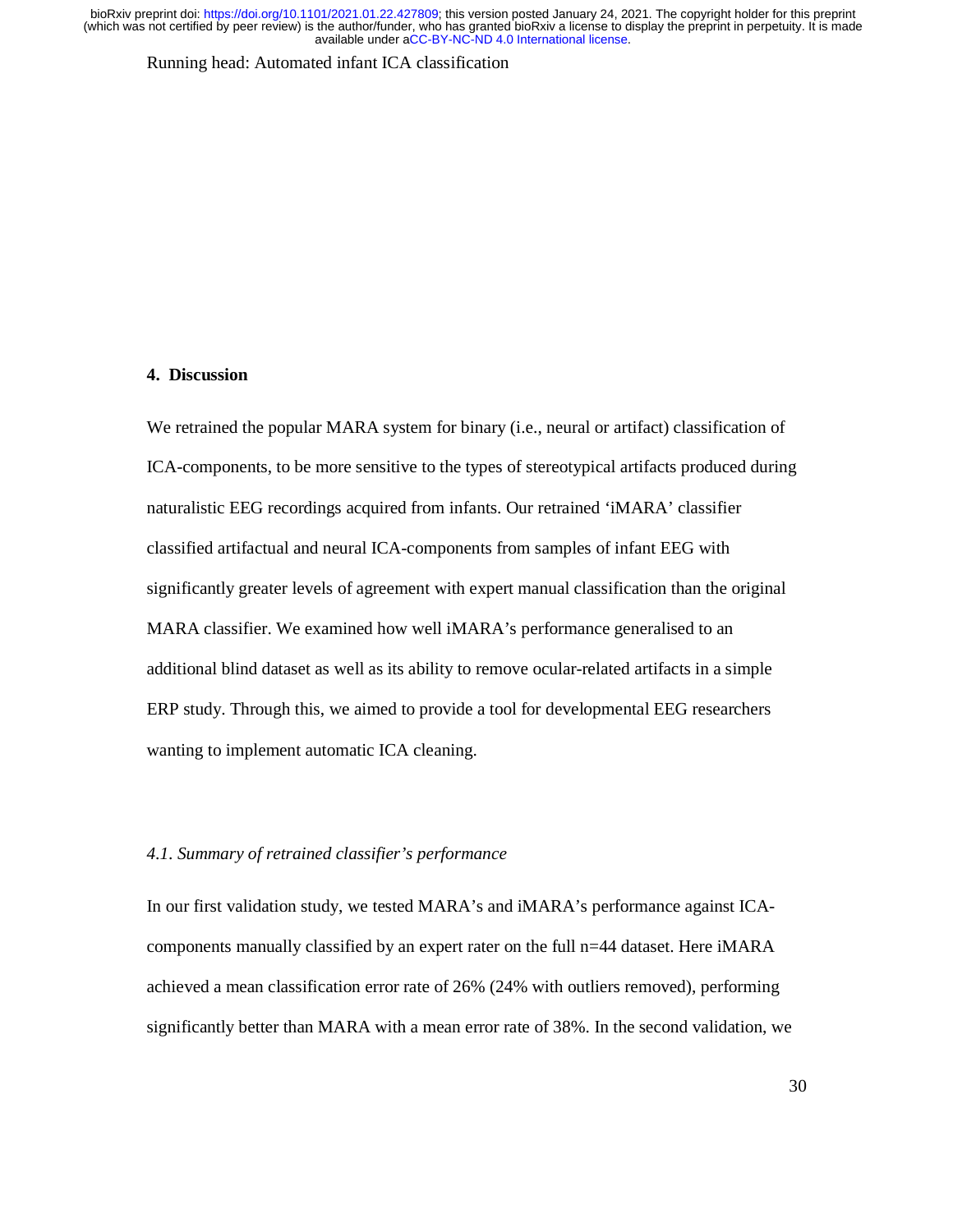## 4. Discussion

We retrained the popular MARA system for binary (i.e., neural or artifact) classification of ICA-components, to be more sensitive to the types of stereotypical artifacts produced during naturalistic EEG recordings acquired from infants. Our retrained 'iMARA' classifier classified artifactual and neural ICA-components from samples of infant EEG with significantly greater levels of agreement with expert manual classification than the original MARA classifier. We examined how well iMARA's performance generalised to an additional blind dataset as well as its ability to remove ocular-related artifacts in a simple ERP study. Through this, we aimed to provide a tool for developmental EEG researchers wanting to implement automatic ICA cleaning.

### *4.1. Summary of retrained classifier's performance*

In our first validation study, we tested MARA's and iMARA's performance against ICA-components manually classified by an expert rater on the full n=44 dataset. Here iMARA achieved a mean classification error rate of 26% (24% with outliers removed), performing significantly better than MARA with a mean error rate of 38%. In the second validation, we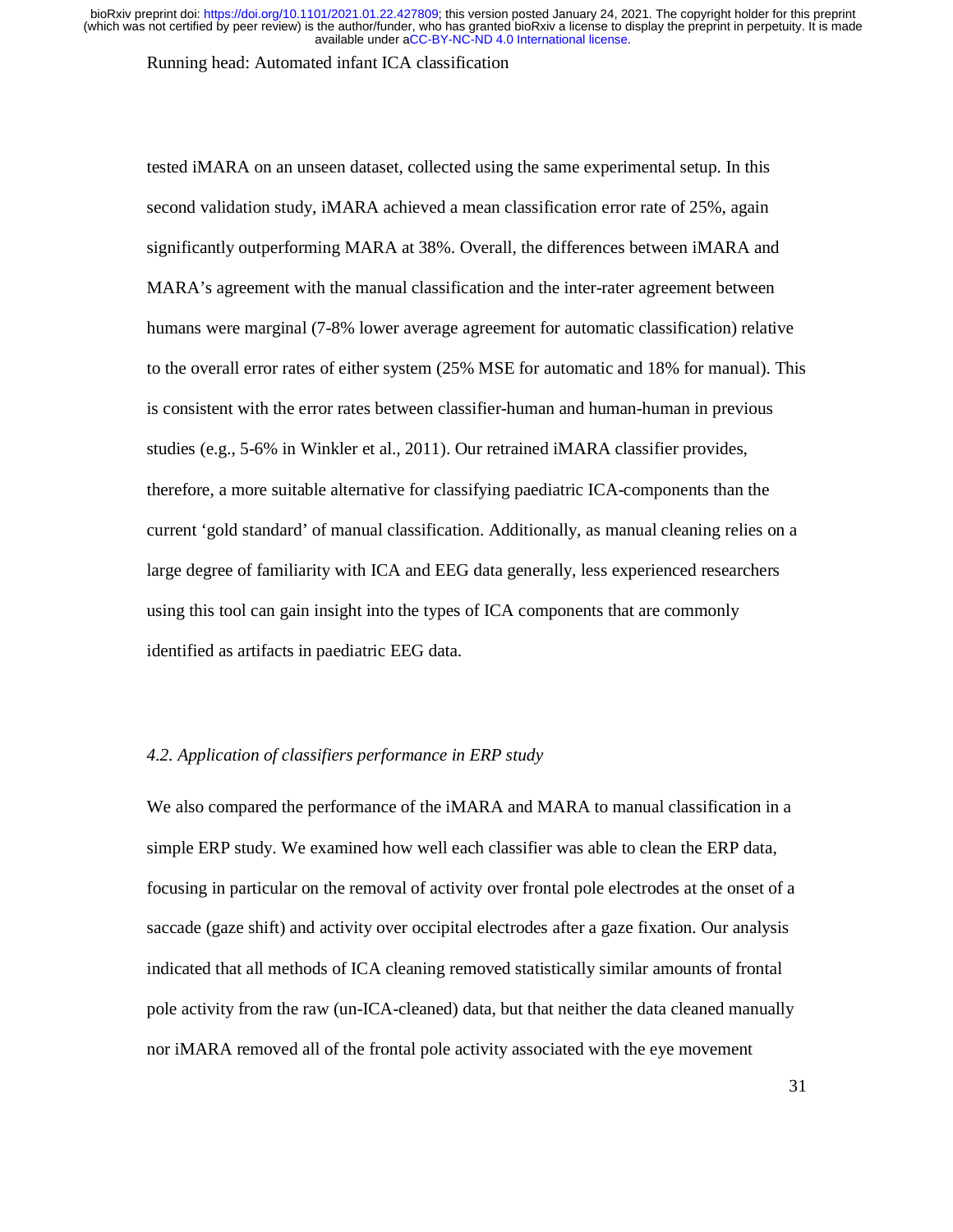tested iMARA on an unseen dataset, collected using the same experimental setup. In this second validation study, iMARA achieved a mean classification error rate of 25%, again significantly outperforming MARA at 38%. Overall, the differences between iMARA and MARA's agreement with the manual classification and the inter-rater agreement between humans were marginal (7-8% lower average agreement for automatic classification) relative to the overall error rates of either system (25% MSE for automatic and 18% for manual). This is consistent with the error rates between classifier-human and human-human in previous studies (e.g., 5-6% in Winkler et al., 2011). Our retrained iMARA classifier provides, therefore, a more suitable alternative for classifying paediatric ICA-components than the current 'gold standard' of manual classification. Additionally, as manual cleaning relies on a large degree of familiarity with ICA and EEG data generally, less experienced researchers using this tool can gain insight into the types of ICA components that are commonly identified as artifacts in paediatric EEG data.

### *4.2. Application of classifiers performance in ERP study*

We also compared the performance of the iMARA and MARA to manual classification in a simple ERP study. We examined how well each classifier was able to clean the ERP data, focusing in particular on the removal of activity over frontal pole electrodes at the onset of a saccade (gaze shift) and activity over occipital electrodes after a gaze fixation. Our analysis indicated that all methods of ICA cleaning removed statistically similar amounts of frontal pole activity from the raw (un-ICA-cleaned) data, but that neither the data cleaned manually nor iMARA removed all of the frontal pole activity associated with the eye movement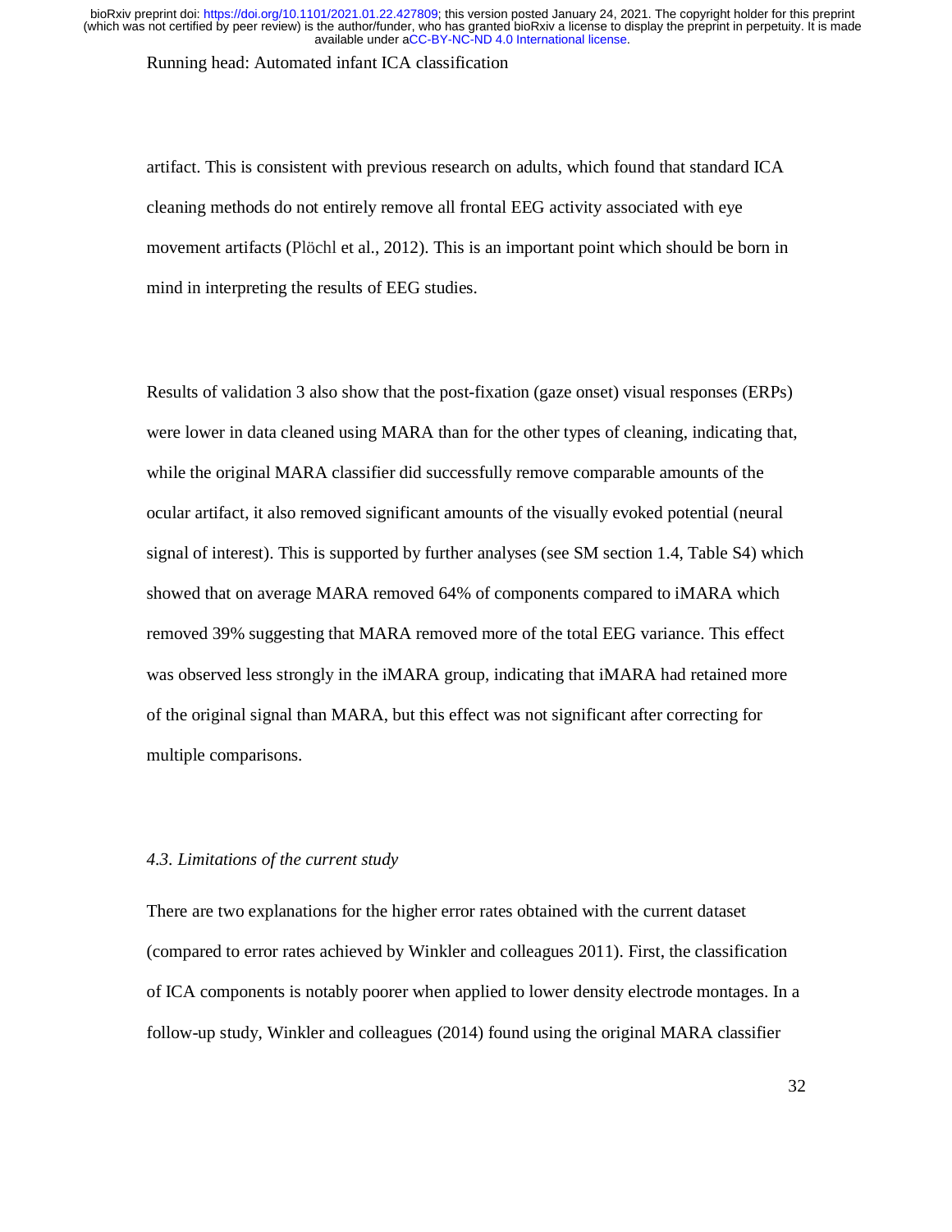artifact. This is consistent with previous research on adults, which found that standard ICA cleaning methods do not entirely remove all frontal EEG activity associated with eye movement artifacts (Plöchl et al., 2012). This is an important point which should be born in mind in interpreting the results of EEG studies.

Results of validation 3 also show that the post-fixation (gaze onset) visual responses (ERPs) were lower in data cleaned using MARA than for the other types of cleaning, indicating that, while the original MARA classifier did successfully remove comparable amounts of the ocular artifact, it also removed significant amounts of the visually evoked potential (neural signal of interest). This is supported by further analyses (see SM section 1.4, Table S4) which showed that on average MARA removed 64% of components compared to iMARA which removed 39% suggesting that MARA removed more of the total EEG variance. This effect was observed less strongly in the iMARA group, indicating that iMARA had retained more of the original signal than MARA, but this effect was not significant after correcting for multiple comparisons.

### *4.3. Limitations of the current study*

There are two explanations for the higher error rates obtained with the current dataset (compared to error rates achieved by Winkler and colleagues 2011). First, the classification of ICA components is notably poorer when applied to lower density electrode montages. In a follow-up study, Winkler and colleagues (2014) found using the original MARA classifier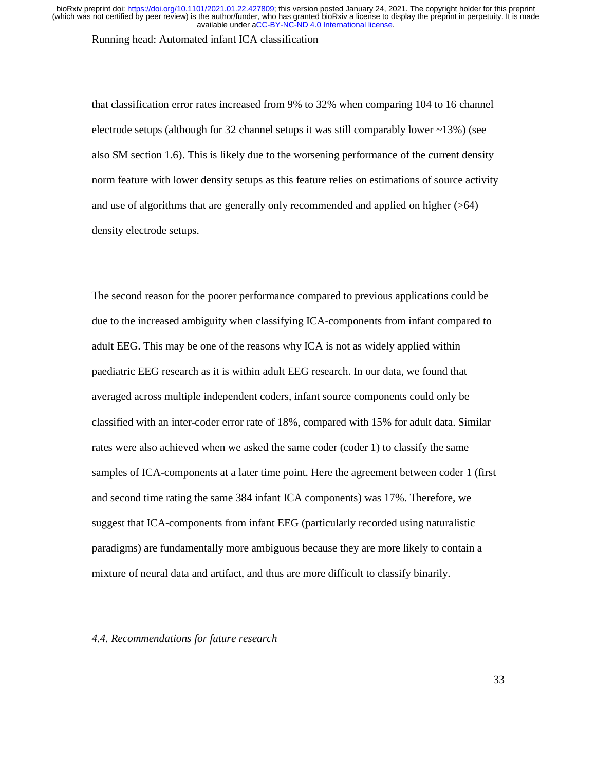that classification error rates increased from 9% to 32% when comparing 104 to 16 channel electrode setups (although for 32 channel setups it was still comparably lower ~13%) (see also SM section 1.6). This is likely due to the worsening performance of the current density norm feature with lower density setups as this feature relies on estimations of source activity and use of algorithms that are generally only recommended and applied on higher (>64) density electrode setups.

The second reason for the poorer performance compared to previous applications could be due to the increased ambiguity when classifying ICA-components from infant compared to adult EEG. This may be one of the reasons why ICA is not as widely applied within paediatric EEG research as it is within adult EEG research. In our data, we found that averaged across multiple independent coders, infant source components could only be classified with an inter-coder error rate of 18%, compared with 15% for adult data. Similar rates were also achieved when we asked the same coder (coder 1) to classify the same samples of ICA-components at a later time point. Here the agreement between coder 1 (first and second time rating the same 384 infant ICA components) was 17%. Therefore, we suggest that ICA-components from infant EEG (particularly recorded using naturalistic paradigms) are fundamentally more ambiguous because they are more likely to contain a mixture of neural data and artifact, and thus are more difficult to classify binarily.

### *4.4. Recommendations for future research*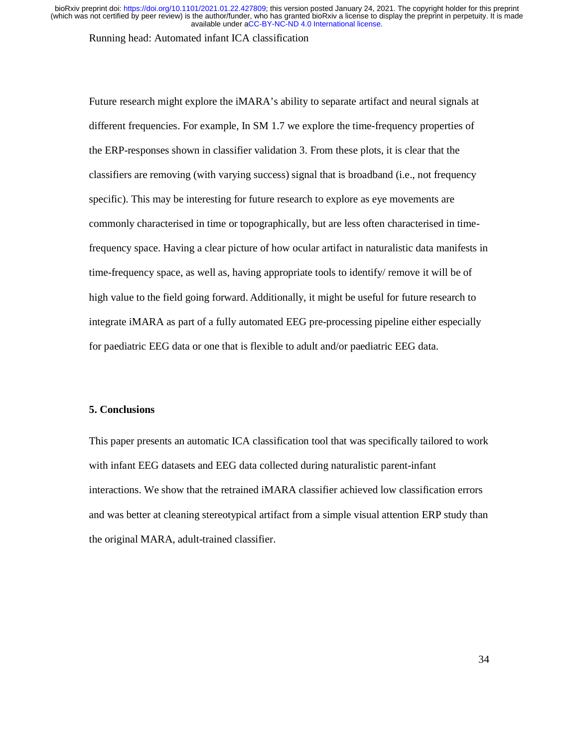Future research might explore the iMARA's ability to separate artifact and neural signals at different frequencies. For example, In SM 1.7 we explore the time-frequency properties of the ERP-responses shown in classifier validation 3. From these plots, it is clear that the classifiers are removing (with varying success) signal that is broadband (i.e., not frequency specific). This may be interesting for future research to explore as eye movements are commonly characterised in time or topographically, but are less often characterised in time-frequency space. Having a clear picture of how ocular artifact in naturalistic data manifests in time-frequency space, as well as, having appropriate tools to identify/ remove it will be of high value to the field going forward. Additionally, it might be useful for future research to integrate iMARA as part of a fully automated EEG pre-processing pipeline either especially for paediatric EEG data or one that is flexible to adult and/or paediatric EEG data.

## 5. Conclusions

This paper presents an automatic ICA classification tool that was specifically tailored to work with infant EEG datasets and EEG data collected during naturalistic parent-infant interactions. We show that the retrained iMARA classifier achieved low classification errors and was better at cleaning stereotypical artifact from a simple visual attention ERP study than the original MARA, adult-trained classifier.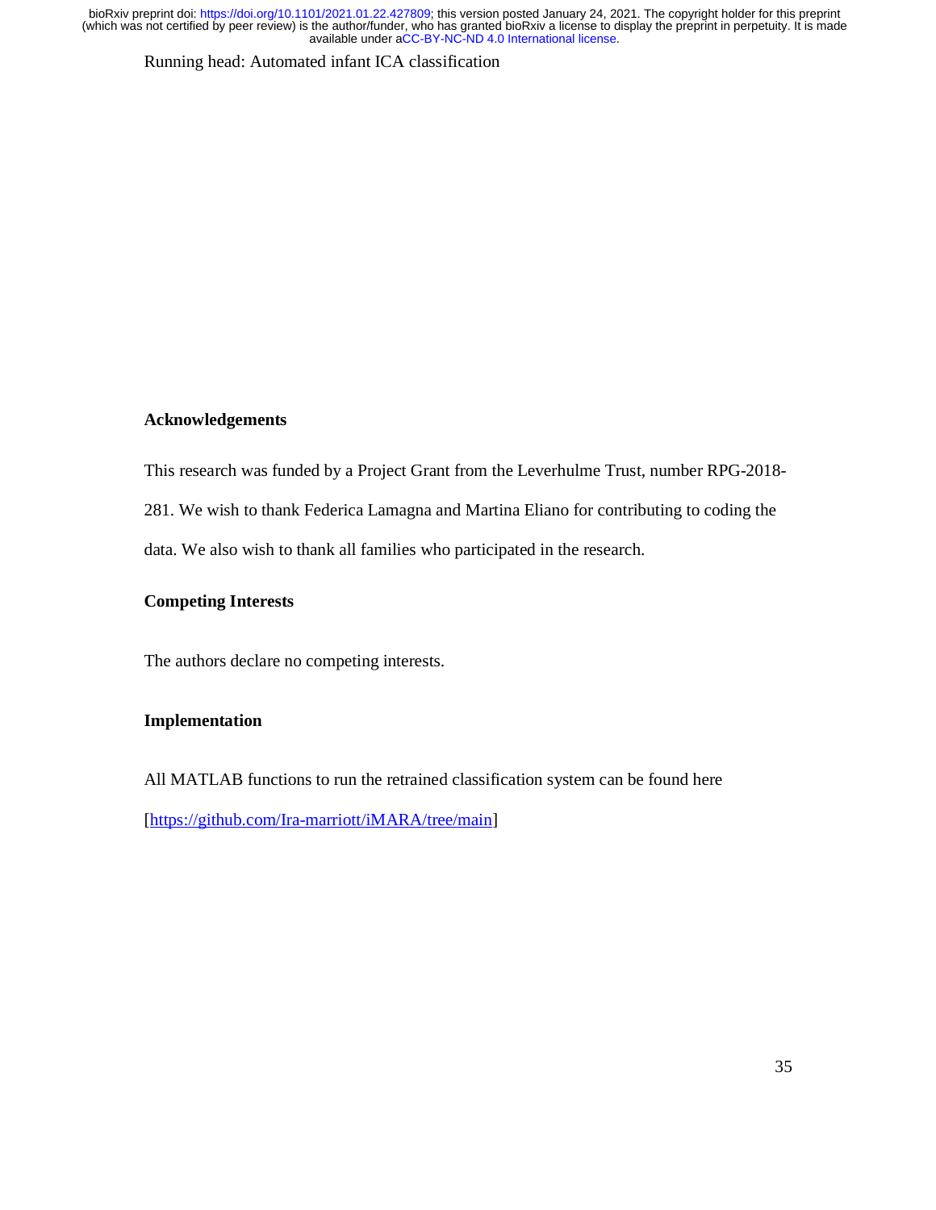**Acknowledgements**

This research was funded by a Project Grant from the Leverhulme Trust, number RPG-2018-281. We wish to thank Federica Lamagna and Martina Eliano for contributing to coding the data. We also wish to thank all families who participated in the research.

**Competing Interests**

The authors declare no competing interests.

**Implementation**

All MATLAB functions to run the retrained classification system can be found here [https://github.com/Ira-marriott/iMARA/tree/main]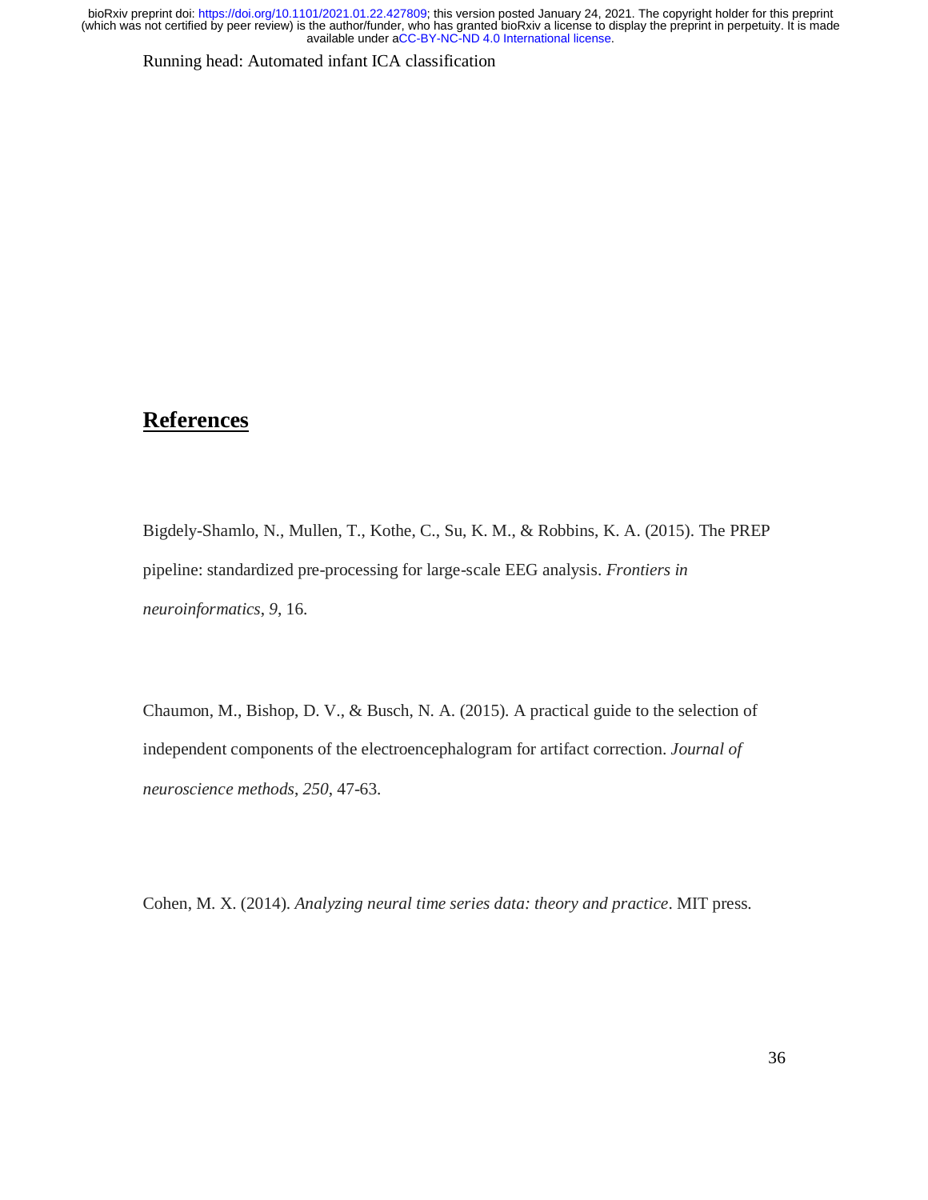## References

Bigdely-Shamlo, N., Mullen, T., Kothe, C., Su, K. M., & Robbins, K. A. (2015). The PREP pipeline: standardized pre-processing for large-scale EEG analysis. *Frontiers in neuroinformatics*, *9*, 16.

Chaumon, M., Bishop, D. V., & Busch, N. A. (2015). A practical guide to the selection of independent components of the electroencephalogram for artifact correction. *Journal of neuroscience methods*, *250*, 47-63.

Cohen, M. X. (2014). *Analyzing neural time series data: theory and practice*. MIT press.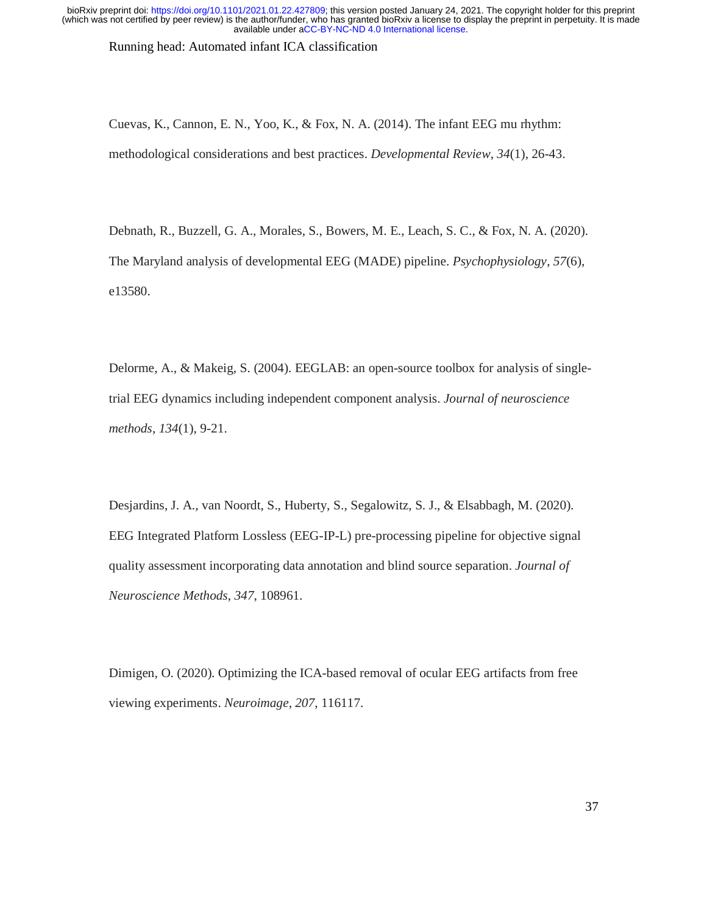Cuevas, K., Cannon, E. N., Yoo, K., & Fox, N. A. (2014). The infant EEG mu rhythm: methodological considerations and best practices. *Developmental Review*, *34*(1), 26-43.

Debnath, R., Buzzell, G. A., Morales, S., Bowers, M. E., Leach, S. C., & Fox, N. A. (2020). The Maryland analysis of developmental EEG (MADE) pipeline. *Psychophysiology*, *57*(6), e13580.

Delorme, A., & Makeig, S. (2004). EEGLAB: an open-source toolbox for analysis of single-trial EEG dynamics including independent component analysis. *Journal of neuroscience methods*, *134*(1), 9-21.

Desjardins, J. A., van Noordt, S., Huberty, S., Segalowitz, S. J., & Elsabbagh, M. (2020). EEG Integrated Platform Lossless (EEG-IP-L) pre-processing pipeline for objective signal quality assessment incorporating data annotation and blind source separation. *Journal of Neuroscience Methods*, *347*, 108961.

Dimigen, O. (2020). Optimizing the ICA-based removal of ocular EEG artifacts from free viewing experiments. *Neuroimage*, *207*, 116117.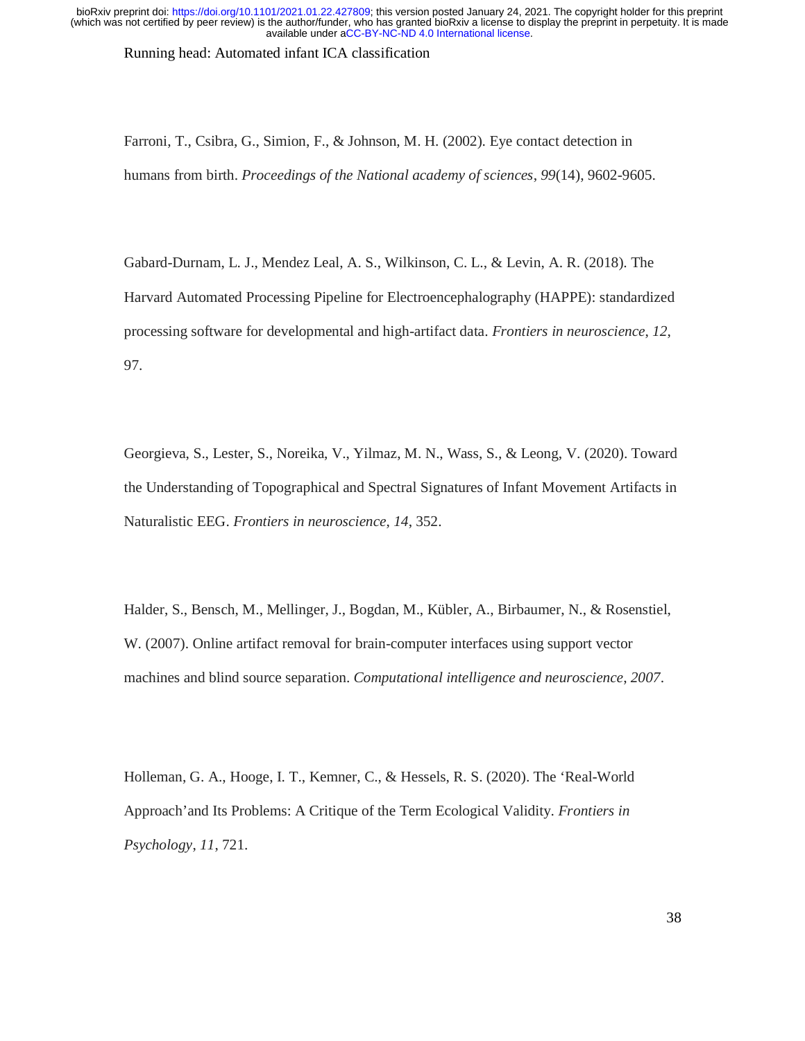Farroni, T., Csibra, G., Simion, F., & Johnson, M. H. (2002). Eye contact detection in humans from birth. *Proceedings of the National academy of sciences*, *99*(14), 9602-9605.

Gabard-Durnam, L. J., Mendez Leal, A. S., Wilkinson, C. L., & Levin, A. R. (2018). The Harvard Automated Processing Pipeline for Electroencephalography (HAPPE): standardized processing software for developmental and high-artifact data. *Frontiers in neuroscience*, *12*, 97.

Georgieva, S., Lester, S., Noreika, V., Yilmaz, M. N., Wass, S., & Leong, V. (2020). Toward the Understanding of Topographical and Spectral Signatures of Infant Movement Artifacts in Naturalistic EEG. *Frontiers in neuroscience*, *14*, 352.

Halder, S., Bensch, M., Mellinger, J., Bogdan, M., Kübler, A., Birbaumer, N., & Rosenstiel, W. (2007). Online artifact removal for brain-computer interfaces using support vector machines and blind source separation. *Computational intelligence and neuroscience*, *2007*.

Holleman, G. A., Hooge, I. T., Kemner, C., & Hessels, R. S. (2020). The 'Real-World Approach'and Its Problems: A Critique of the Term Ecological Validity. *Frontiers in Psychology*, *11*, 721.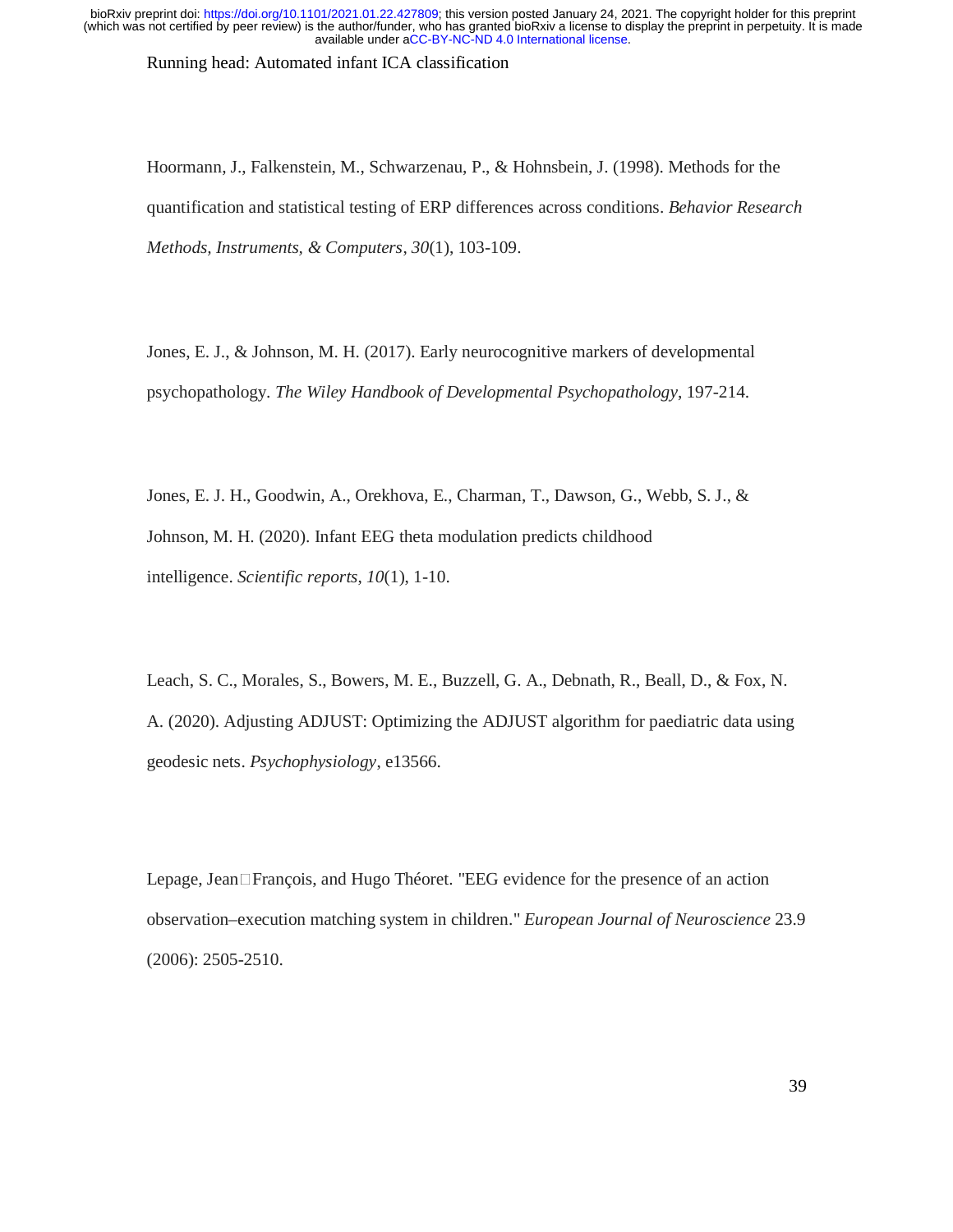Hoormann, J., Falkenstein, M., Schwarzenau, P., & Hohnsbein, J. (1998). Methods for the quantification and statistical testing of ERP differences across conditions. *Behavior Research Methods, Instruments, & Computers*, *30*(1), 103-109.

Jones, E. J., & Johnson, M. H. (2017). Early neurocognitive markers of developmental psychopathology. *The Wiley Handbook of Developmental Psychopathology*, 197-214.

Jones, E. J. H., Goodwin, A., Orekhova, E., Charman, T., Dawson, G., Webb, S. J., & Johnson, M. H. (2020). Infant EEG theta modulation predicts childhood intelligence. *Scientific reports*, *10*(1), 1-10.

Leach, S. C., Morales, S., Bowers, M. E., Buzzell, G. A., Debnath, R., Beall, D., & Fox, N. A. (2020). Adjusting ADJUST: Optimizing the ADJUST algorithm for paediatric data using geodesic nets. *Psychophysiology*, e13566.

Lepage, Jean□François, and Hugo Théoret. "EEG evidence for the presence of an action observation–execution matching system in children." *European Journal of Neuroscience* 23.9 (2006): 2505-2510.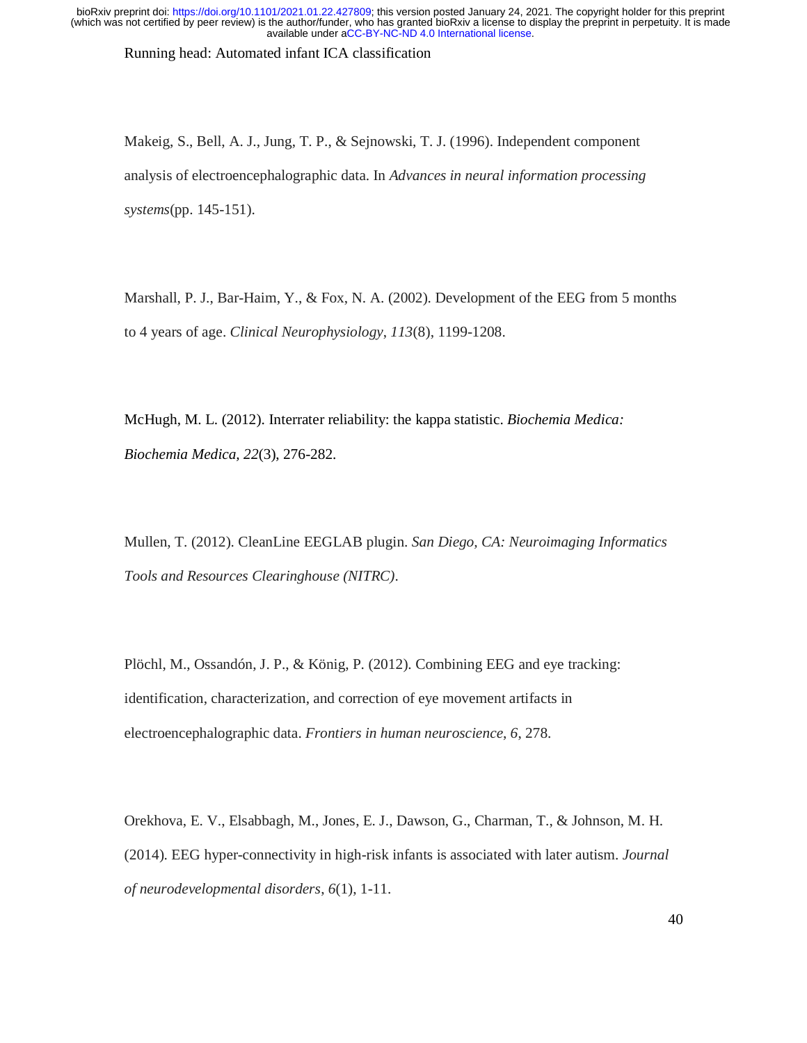Makeig, S., Bell, A. J., Jung, T. P., & Sejnowski, T. J. (1996). Independent component analysis of electroencephalographic data. In *Advances in neural information processing systems*(pp. 145-151).

Marshall, P. J., Bar-Haim, Y., & Fox, N. A. (2002). Development of the EEG from 5 months to 4 years of age. *Clinical Neurophysiology*, *113*(8), 1199-1208.

McHugh, M. L. (2012). Interrater reliability: the kappa statistic. *Biochemia Medica: Biochemia Medica*, *22*(3), 276-282.

Mullen, T. (2012). CleanLine EEGLAB plugin. *San Diego, CA: Neuroimaging Informatics Tools and Resources Clearinghouse (NITRC)*.

Plöchl, M., Ossandón, J. P., & König, P. (2012). Combining EEG and eye tracking: identification, characterization, and correction of eye movement artifacts in electroencephalographic data. *Frontiers in human neuroscience*, *6*, 278.

Orekhova, E. V., Elsabbagh, M., Jones, E. J., Dawson, G., Charman, T., & Johnson, M. H. (2014). EEG hyper-connectivity in high-risk infants is associated with later autism. *Journal of neurodevelopmental disorders*, *6*(1), 1-11.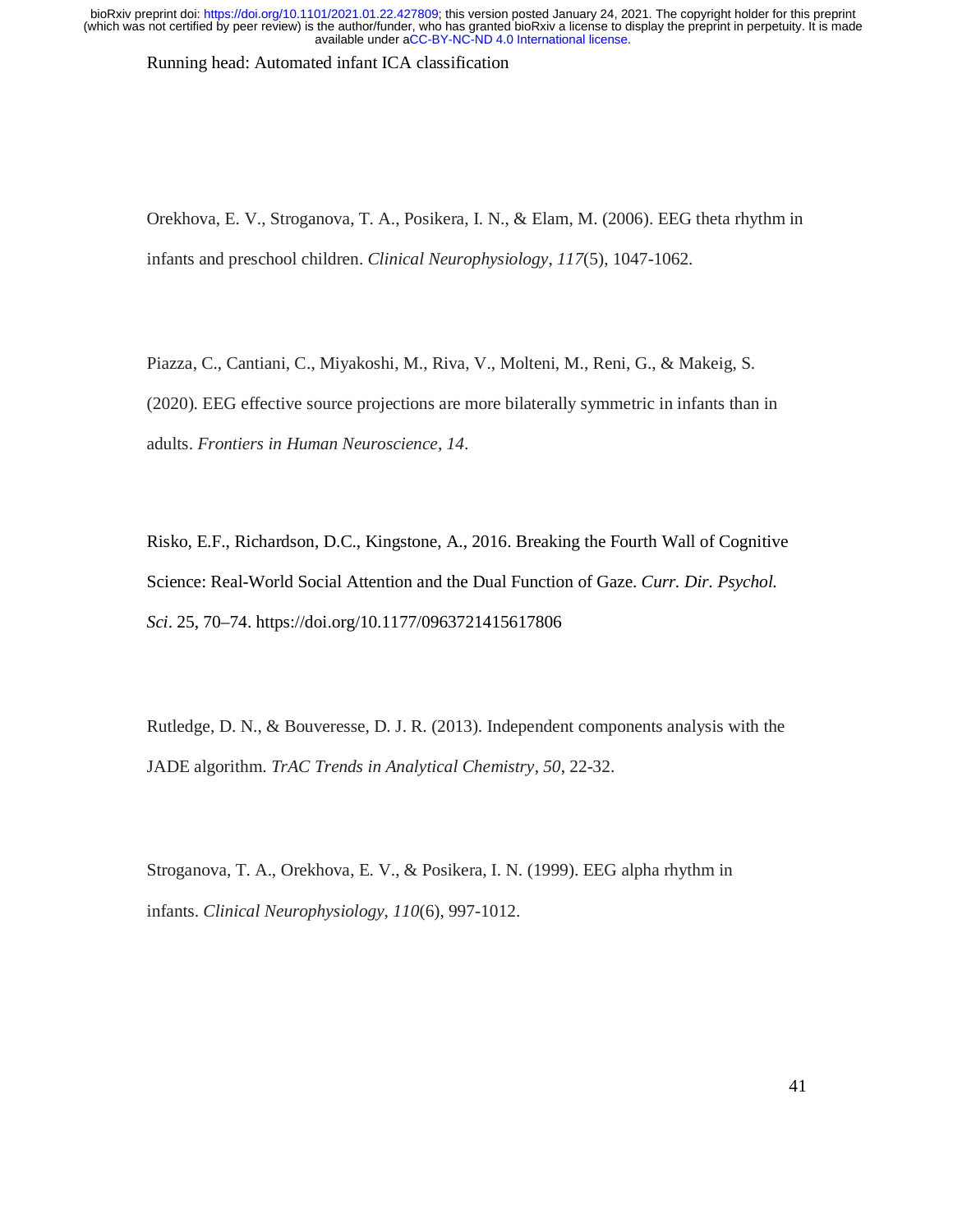Orekhova, E. V., Stroganova, T. A., Posikera, I. N., & Elam, M. (2006). EEG theta rhythm in infants and preschool children. *Clinical Neurophysiology*, *117*(5), 1047-1062.

Piazza, C., Cantiani, C., Miyakoshi, M., Riva, V., Molteni, M., Reni, G., & Makeig, S. (2020). EEG effective source projections are more bilaterally symmetric in infants than in adults. *Frontiers in Human Neuroscience*, *14*.

Risko, E.F., Richardson, D.C., Kingstone, A., 2016. Breaking the Fourth Wall of Cognitive Science: Real-World Social Attention and the Dual Function of Gaze. *Curr. Dir. Psychol. Sci*. 25, 70–74. https://doi.org/10.1177/0963721415617806

Rutledge, D. N., & Bouveresse, D. J. R. (2013). Independent components analysis with the JADE algorithm. *TrAC Trends in Analytical Chemistry*, *50*, 22-32.

Stroganova, T. A., Orekhova, E. V., & Posikera, I. N. (1999). EEG alpha rhythm in infants. *Clinical Neurophysiology*, *110*(6), 997-1012.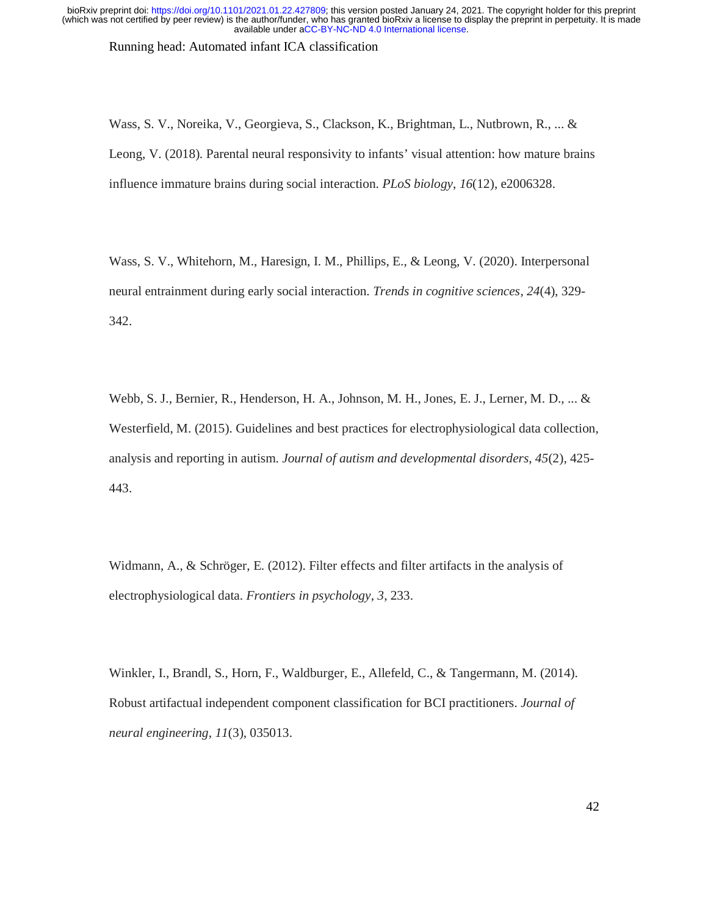Wass, S. V., Noreika, V., Georgieva, S., Clackson, K., Brightman, L., Nutbrown, R., ... & Leong, V. (2018). Parental neural responsivity to infants' visual attention: how mature brains influence immature brains during social interaction. *PLoS biology*, *16*(12), e2006328.

Wass, S. V., Whitehorn, M., Haresign, I. M., Phillips, E., & Leong, V. (2020). Interpersonal neural entrainment during early social interaction. *Trends in cognitive sciences*, *24*(4), 329-342.

Webb, S. J., Bernier, R., Henderson, H. A., Johnson, M. H., Jones, E. J., Lerner, M. D., ... & Westerfield, M. (2015). Guidelines and best practices for electrophysiological data collection, analysis and reporting in autism. *Journal of autism and developmental disorders*, *45*(2), 425-443.

Widmann, A., & Schröger, E. (2012). Filter effects and filter artifacts in the analysis of electrophysiological data. *Frontiers in psychology*, *3*, 233.

Winkler, I., Brandl, S., Horn, F., Waldburger, E., Allefeld, C., & Tangermann, M. (2014). Robust artifactual independent component classification for BCI practitioners. *Journal of neural engineering*, *11*(3), 035013.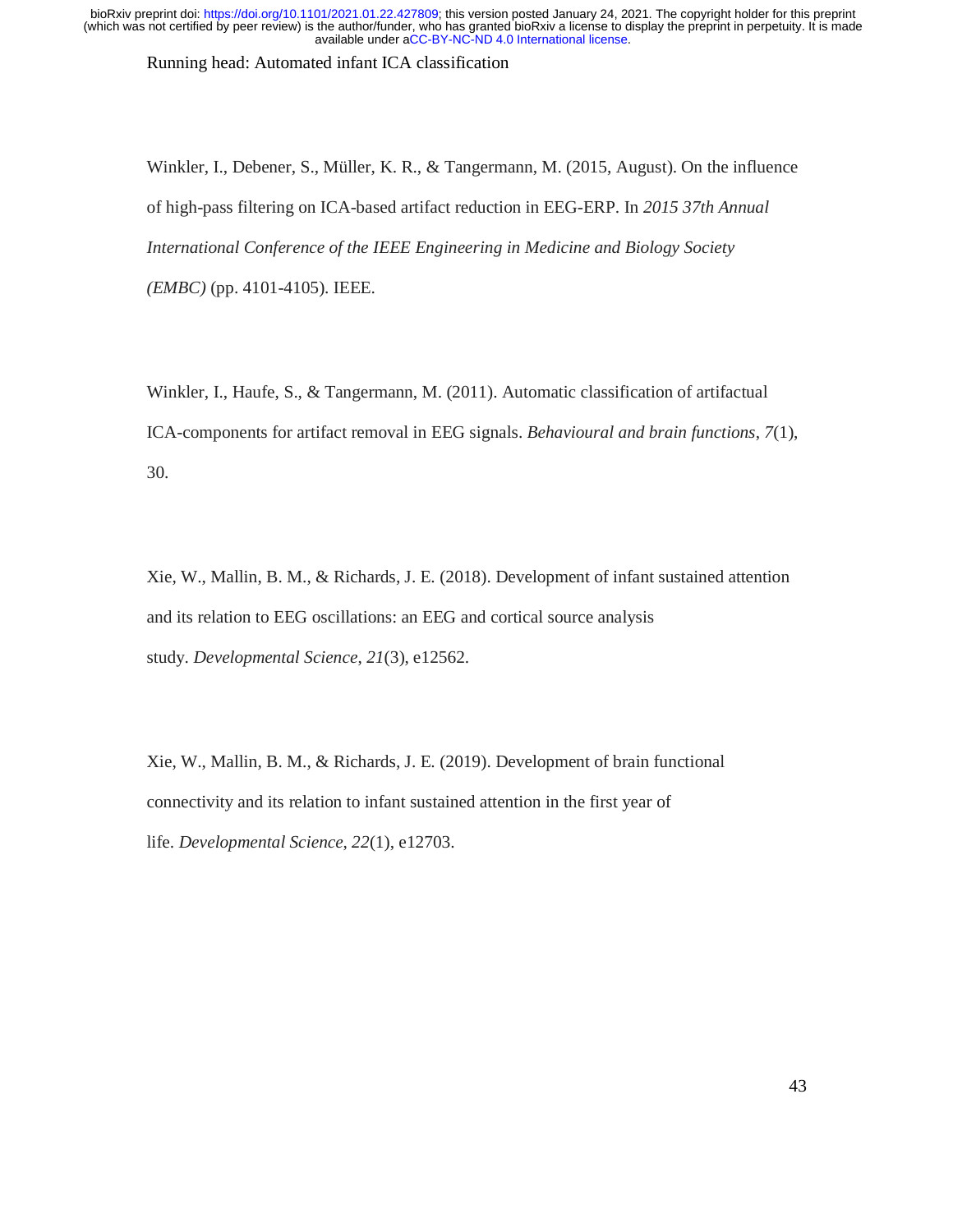Winkler, I., Debener, S., Müller, K. R., & Tangermann, M. (2015, August). On the influence of high-pass filtering on ICA-based artifact reduction in EEG-ERP. In *2015 37th Annual International Conference of the IEEE Engineering in Medicine and Biology Society (EMBC)* (pp. 4101-4105). IEEE.

Winkler, I., Haufe, S., & Tangermann, M. (2011). Automatic classification of artifactual ICA-components for artifact removal in EEG signals. *Behavioural and brain functions*, *7*(1), 30.

Xie, W., Mallin, B. M., & Richards, J. E. (2018). Development of infant sustained attention and its relation to EEG oscillations: an EEG and cortical source analysis study. *Developmental Science*, *21*(3), e12562.

Xie, W., Mallin, B. M., & Richards, J. E. (2019). Development of brain functional connectivity and its relation to infant sustained attention in the first year of life. *Developmental Science*, *22*(1), e12703.